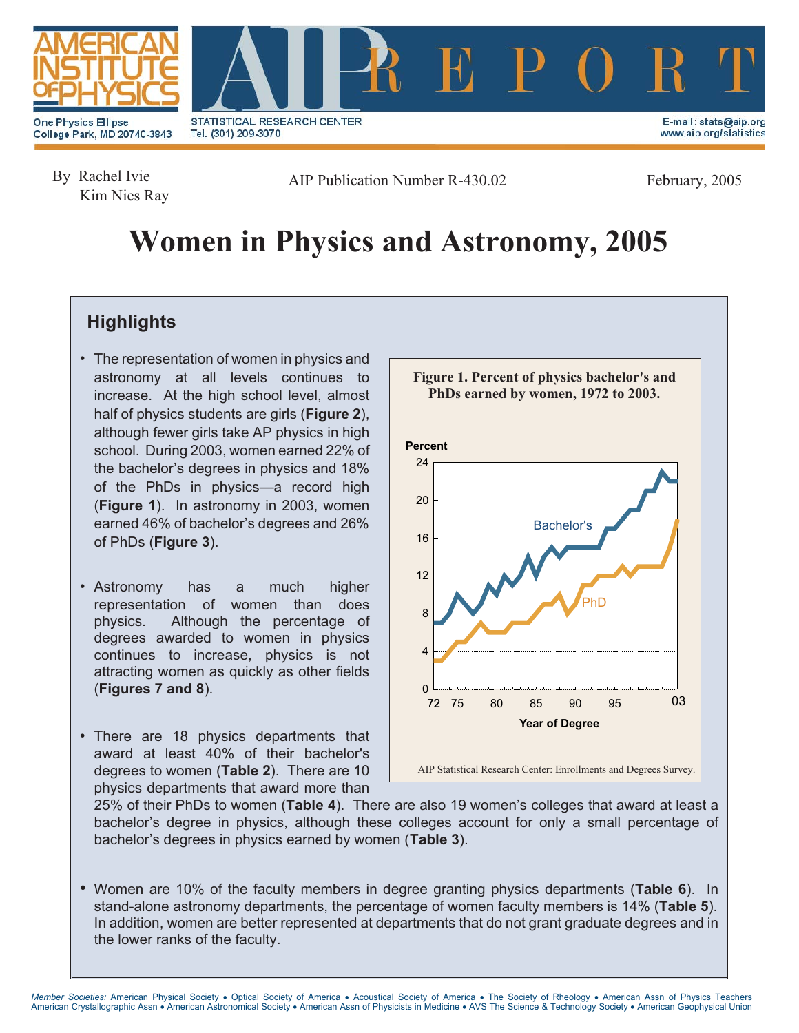AMERICAN INSTITUTE OF PHYSICS

One Physics Ellipse
College Park, MD 20740-3843

AIP REPORT

STATISTICAL RESEARCH CENTER
Tel. (301) 209-3070

E-mail: stats@aip.org
www.aip.org/statistics

By Rachel Ivie
Kim Nies Ray

AIP Publication Number R-430.02

February, 2005

# Women in Physics and Astronomy, 2005

## Highlights

- The representation of women in physics and astronomy at all levels continues to increase. At the high school level, almost half of physics students are girls (**Figure 2**), although fewer girls take AP physics in high school. During 2003, women earned 22% of the bachelor's degrees in physics and 18% of the PhDs in physics—a record high (**Figure 1**). In astronomy in 2003, women earned 46% of bachelor's degrees and 26% of PhDs (**Figure 3**).

- Astronomy has a much higher representation of women than does physics. Although the percentage of degrees awarded to women in physics continues to increase, physics is not attracting women as quickly as other fields (**Figures 7 and 8**).

- There are 18 physics departments that award at least 40% of their bachelor's degrees to women (**Table 2**). There are 10 physics departments that award more than 25% of their PhDs to women (**Table 4**). There are also 19 women's colleges that award at least a bachelor's degree in physics, although these colleges account for only a small percentage of bachelor's degrees in physics earned by women (**Table 3**).

- Women are 10% of the faculty members in degree granting physics departments (**Table 6**). In stand-alone astronomy departments, the percentage of women faculty members is 14% (**Table 5**). In addition, women are better represented at departments that do not grant graduate degrees and in the lower ranks of the faculty.

**Figure 1. Percent of physics bachelor's and PhDs earned by women, 1972 to 2003.**

AIP Statistical Research Center: Enrollments and Degrees Survey.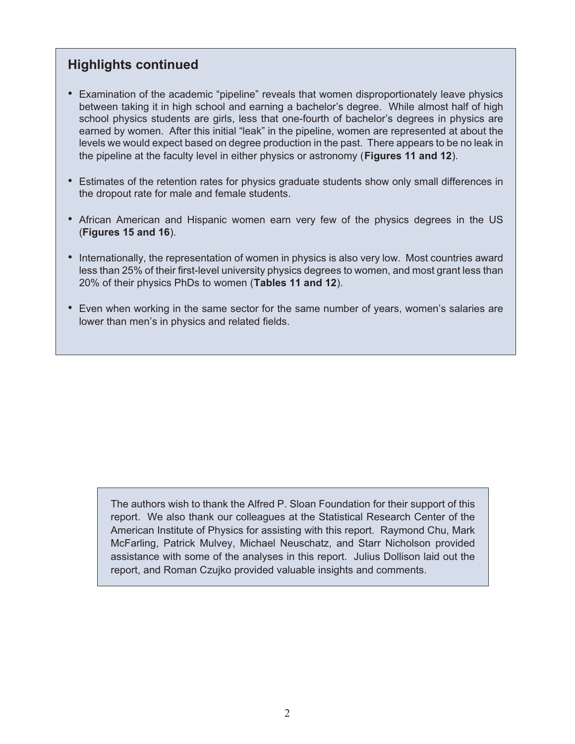## Highlights continued

- Examination of the academic “pipeline” reveals that women disproportionately leave physics between taking it in high school and earning a bachelor’s degree. While almost half of high school physics students are girls, less that one-fourth of bachelor’s degrees in physics are earned by women. After this initial “leak” in the pipeline, women are represented at about the levels we would expect based on degree production in the past. There appears to be no leak in the pipeline at the faculty level in either physics or astronomy (**Figures 11 and 12**).

- Estimates of the retention rates for physics graduate students show only small differences in the dropout rate for male and female students.

- African American and Hispanic women earn very few of the physics degrees in the US (**Figures 15 and 16**).

- Internationally, the representation of women in physics is also very low. Most countries award less than 25% of their first-level university physics degrees to women, and most grant less than 20% of their physics PhDs to women (**Tables 11 and 12**).

- Even when working in the same sector for the same number of years, women’s salaries are lower than men’s in physics and related fields.

The authors wish to thank the Alfred P. Sloan Foundation for their support of this report. We also thank our colleagues at the Statistical Research Center of the American Institute of Physics for assisting with this report. Raymond Chu, Mark McFarling, Patrick Mulvey, Michael Neuschatz, and Starr Nicholson provided assistance with some of the analyses in this report. Julius Dollison laid out the report, and Roman Czujko provided valuable insights and comments.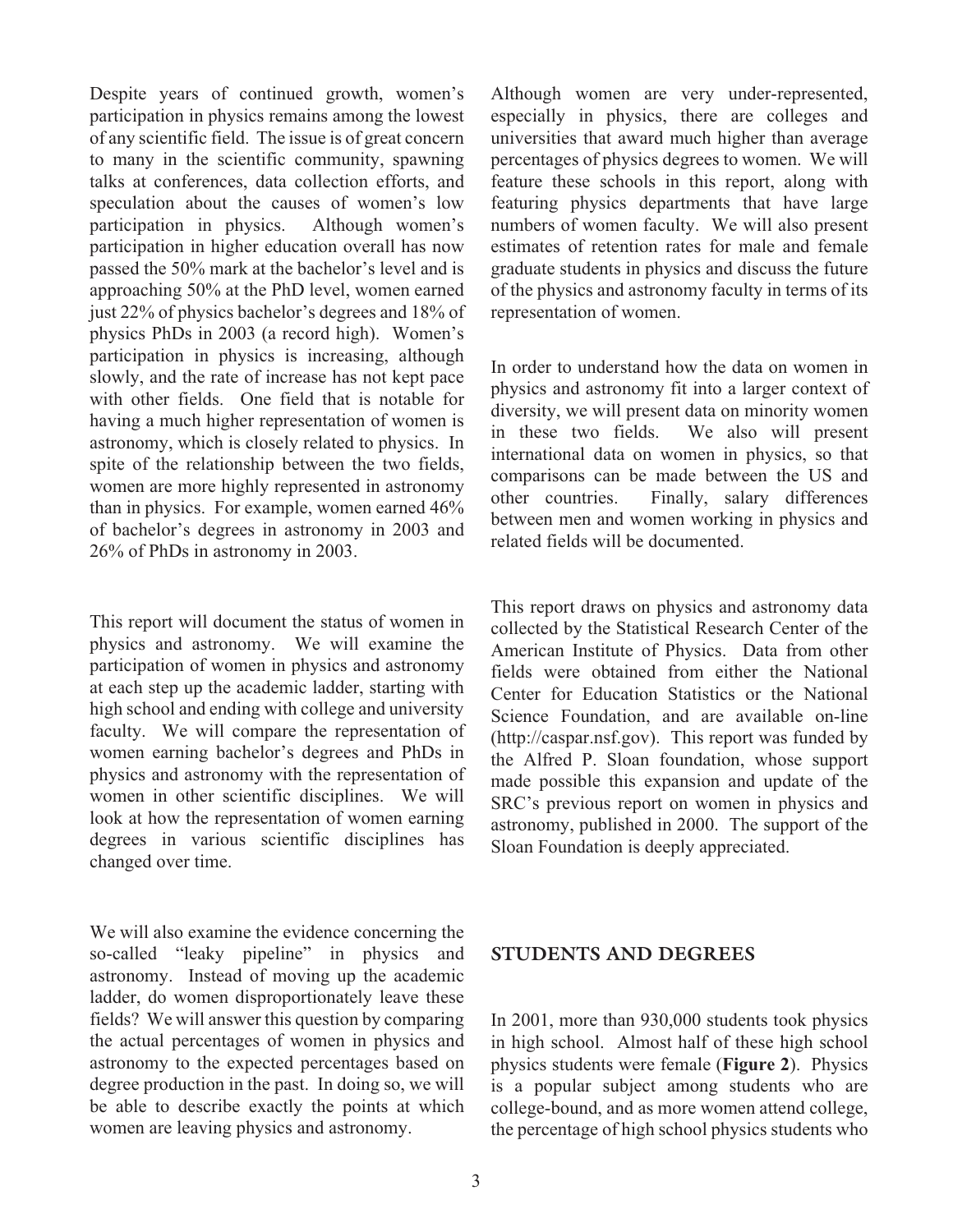Despite years of continued growth, women's participation in physics remains among the lowest of any scientific field. The issue is of great concern to many in the scientific community, spawning talks at conferences, data collection efforts, and speculation about the causes of women's low participation in physics. Although women's participation in higher education overall has now passed the 50% mark at the bachelor's level and is approaching 50% at the PhD level, women earned just 22% of physics bachelor's degrees and 18% of physics PhDs in 2003 (a record high). Women's participation in physics is increasing, although slowly, and the rate of increase has not kept pace with other fields. One field that is notable for having a much higher representation of women is astronomy, which is closely related to physics. In spite of the relationship between the two fields, women are more highly represented in astronomy than in physics. For example, women earned 46% of bachelor's degrees in astronomy in 2003 and 26% of PhDs in astronomy in 2003.

This report will document the status of women in physics and astronomy. We will examine the participation of women in physics and astronomy at each step up the academic ladder, starting with high school and ending with college and university faculty. We will compare the representation of women earning bachelor's degrees and PhDs in physics and astronomy with the representation of women in other scientific disciplines. We will look at how the representation of women earning degrees in various scientific disciplines has changed over time.

We will also examine the evidence concerning the so-called "leaky pipeline" in physics and astronomy. Instead of moving up the academic ladder, do women disproportionately leave these fields? We will answer this question by comparing the actual percentages of women in physics and astronomy to the expected percentages based on degree production in the past. In doing so, we will be able to describe exactly the points at which women are leaving physics and astronomy.

Although women are very under-represented, especially in physics, there are colleges and universities that award much higher than average percentages of physics degrees to women. We will feature these schools in this report, along with featuring physics departments that have large numbers of women faculty. We will also present estimates of retention rates for male and female graduate students in physics and discuss the future of the physics and astronomy faculty in terms of its representation of women.

In order to understand how the data on women in physics and astronomy fit into a larger context of diversity, we will present data on minority women in these two fields. We also will present international data on women in physics, so that comparisons can be made between the US and other countries. Finally, salary differences between men and women working in physics and related fields will be documented.

This report draws on physics and astronomy data collected by the Statistical Research Center of the American Institute of Physics. Data from other fields were obtained from either the National Center for Education Statistics or the National Science Foundation, and are available on-line (http://caspar.nsf.gov). This report was funded by the Alfred P. Sloan foundation, whose support made possible this expansion and update of the SRC's previous report on women in physics and astronomy, published in 2000. The support of the Sloan Foundation is deeply appreciated.

## STUDENTS AND DEGREES

In 2001, more than 930,000 students took physics in high school. Almost half of these high school physics students were female (**Figure 2**). Physics is a popular subject among students who are college-bound, and as more women attend college, the percentage of high school physics students who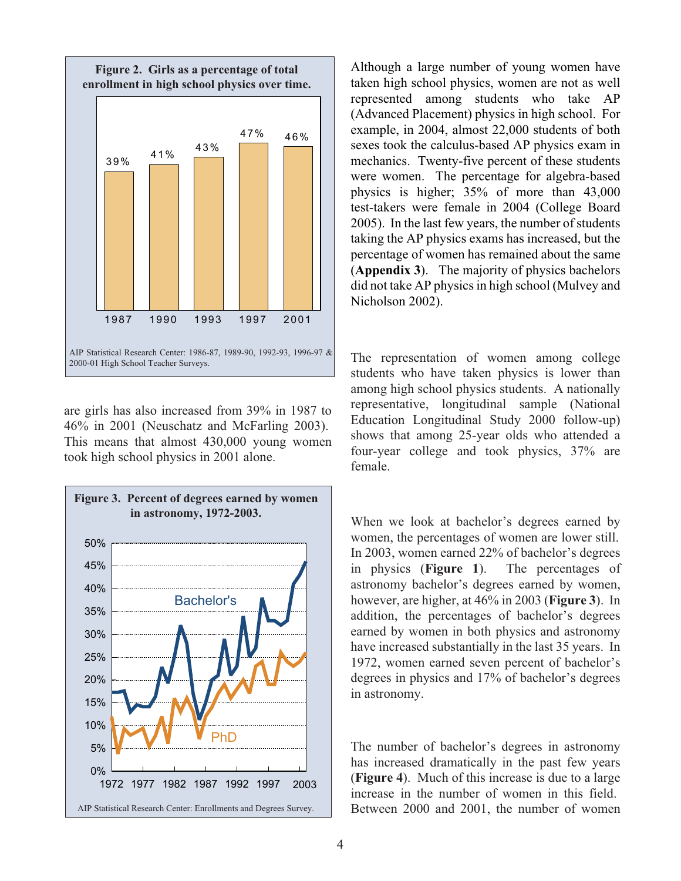**Figure 2. Girls as a percentage of total enrollment in high school physics over time.**

| Year | Girls (%) |
| --- | --- |
| 1987 | 39% |
| 1990 | 41% |
| 1993 | 43% |
| 1997 | 47% |
| 2001 | 46% |

AIP Statistical Research Center: 1986-87, 1989-90, 1992-93, 1996-97 & 2000-01 High School Teacher Surveys.

are girls has also increased from 39% in 1987 to 46% in 2001 (Neuschatz and McFarling 2003). This means that almost 430,000 young women took high school physics in 2001 alone.

**Figure 3. Percent of degrees earned by women in astronomy, 1972-2003.**

AIP Statistical Research Center: Enrollments and Degrees Survey.

Although a large number of young women have taken high school physics, women are not as well represented among students who take AP (Advanced Placement) physics in high school. For example, in 2004, almost 22,000 students of both sexes took the calculus-based AP physics exam in mechanics. Twenty-five percent of these students were women. The percentage for algebra-based physics is higher; 35% of more than 43,000 test-takers were female in 2004 (College Board 2005). In the last few years, the number of students taking the AP physics exams has increased, but the percentage of women has remained about the same (**Appendix 3**). The majority of physics bachelors did not take AP physics in high school (Mulvey and Nicholson 2002).

The representation of women among college students who have taken physics is lower than among high school physics students. A nationally representative, longitudinal sample (National Education Longitudinal Study 2000 follow-up) shows that among 25-year olds who attended a four-year college and took physics, 37% are female.

When we look at bachelor's degrees earned by women, the percentages of women are lower still. In 2003, women earned 22% of bachelor's degrees in physics (**Figure 1**). The percentages of astronomy bachelor's degrees earned by women, however, are higher, at 46% in 2003 (**Figure 3**). In addition, the percentages of bachelor's degrees earned by women in both physics and astronomy have increased substantially in the last 35 years. In 1972, women earned seven percent of bachelor's degrees in physics and 17% of bachelor's degrees in astronomy.

The number of bachelor's degrees in astronomy has increased dramatically in the past few years (**Figure 4**). Much of this increase is due to a large increase in the number of women in this field. Between 2000 and 2001, the number of women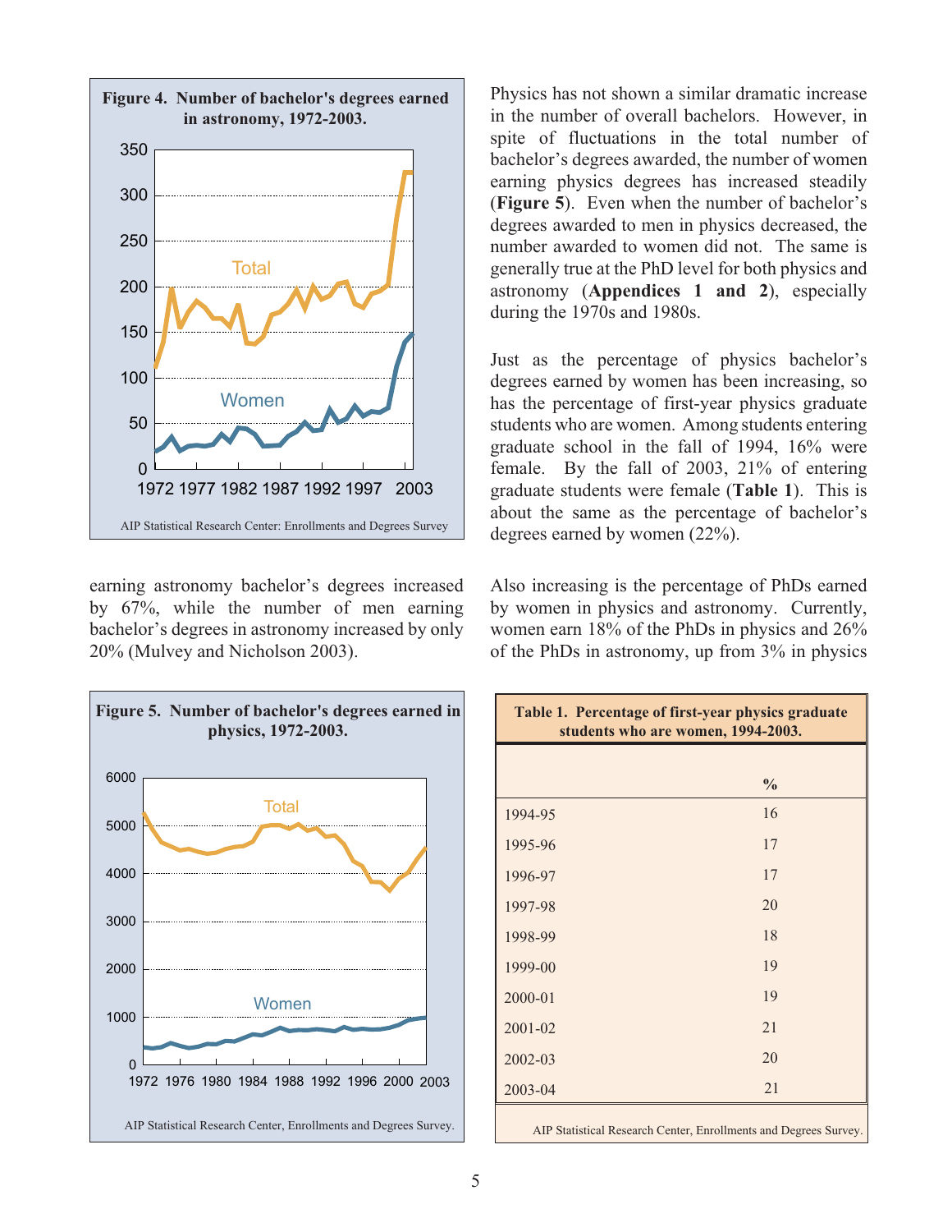**Figure 4. Number of bachelor's degrees earned in astronomy, 1972-2003.**

AIP Statistical Research Center: Enrollments and Degrees Survey

earning astronomy bachelor's degrees increased by 67%, while the number of men earning bachelor's degrees in astronomy increased by only 20% (Mulvey and Nicholson 2003).

**Figure 5. Number of bachelor's degrees earned in physics, 1972-2003.**

AIP Statistical Research Center, Enrollments and Degrees Survey.

Physics has not shown a similar dramatic increase in the number of overall bachelors. However, in spite of fluctuations in the total number of bachelor's degrees awarded, the number of women earning physics degrees has increased steadily (**Figure 5**). Even when the number of bachelor's degrees awarded to men in physics decreased, the number awarded to women did not. The same is generally true at the PhD level for both physics and astronomy (**Appendices 1 and 2**), especially during the 1970s and 1980s.

Just as the percentage of physics bachelor's degrees earned by women has been increasing, so has the percentage of first-year physics graduate students who are women. Among students entering graduate school in the fall of 1994, 16% were female. By the fall of 2003, 21% of entering graduate students were female (**Table 1**). This is about the same as the percentage of bachelor's degrees earned by women (22%).

Also increasing is the percentage of PhDs earned by women in physics and astronomy. Currently, women earn 18% of the PhDs in physics and 26% of the PhDs in astronomy, up from 3% in physics

**Table 1. Percentage of first-year physics graduate students who are women, 1994-2003.**

| | % |
|---|---|
| 1994-95 | 16 |
| 1995-96 | 17 |
| 1996-97 | 17 |
| 1997-98 | 20 |
| 1998-99 | 18 |
| 1999-00 | 19 |
| 2000-01 | 19 |
| 2001-02 | 21 |
| 2002-03 | 20 |
| 2003-04 | 21 |

AIP Statistical Research Center, Enrollments and Degrees Survey.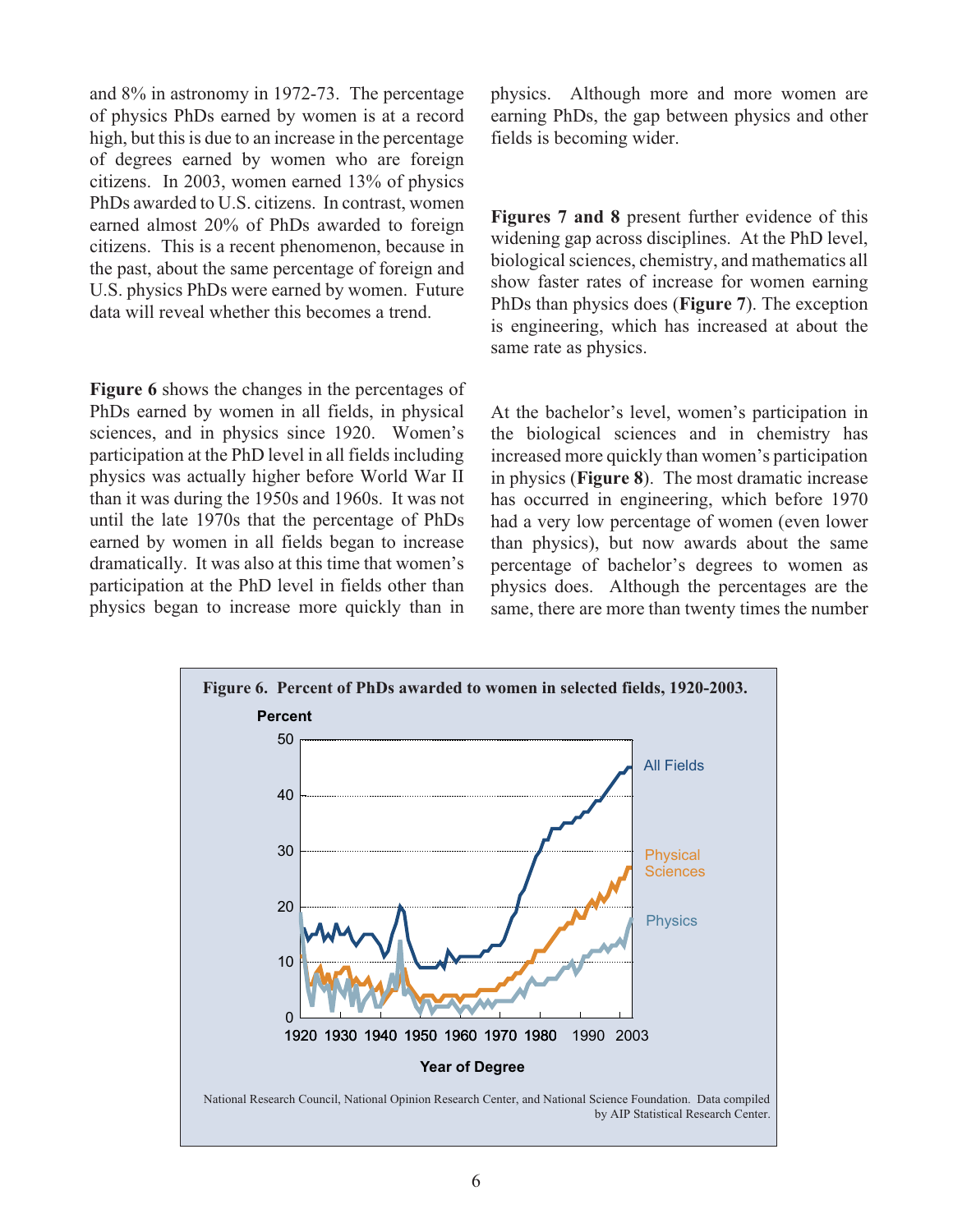and 8% in astronomy in 1972-73. The percentage of physics PhDs earned by women is at a record high, but this is due to an increase in the percentage of degrees earned by women who are foreign citizens. In 2003, women earned 13% of physics PhDs awarded to U.S. citizens. In contrast, women earned almost 20% of PhDs awarded to foreign citizens. This is a recent phenomenon, because in the past, about the same percentage of foreign and U.S. physics PhDs were earned by women. Future data will reveal whether this becomes a trend.

**Figure 6** shows the changes in the percentages of PhDs earned by women in all fields, in physical sciences, and in physics since 1920. Women's participation at the PhD level in all fields including physics was actually higher before World War II than it was during the 1950s and 1960s. It was not until the late 1970s that the percentage of PhDs earned by women in all fields began to increase dramatically. It was also at this time that women's participation at the PhD level in fields other than physics began to increase more quickly than in physics. Although more and more women are earning PhDs, the gap between physics and other fields is becoming wider.

**Figures 7 and 8** present further evidence of this widening gap across disciplines. At the PhD level, biological sciences, chemistry, and mathematics all show faster rates of increase for women earning PhDs than physics does (**Figure 7**). The exception is engineering, which has increased at about the same rate as physics.

At the bachelor's level, women's participation in the biological sciences and in chemistry has increased more quickly than women's participation in physics (**Figure 8**). The most dramatic increase has occurred in engineering, which before 1970 had a very low percentage of women (even lower than physics), but now awards about the same percentage of bachelor's degrees to women as physics does. Although the percentages are the same, there are more than twenty times the number

**Figure 6. Percent of PhDs awarded to women in selected fields, 1920-2003.**

National Research Council, National Opinion Research Center, and National Science Foundation. Data compiled by AIP Statistical Research Center.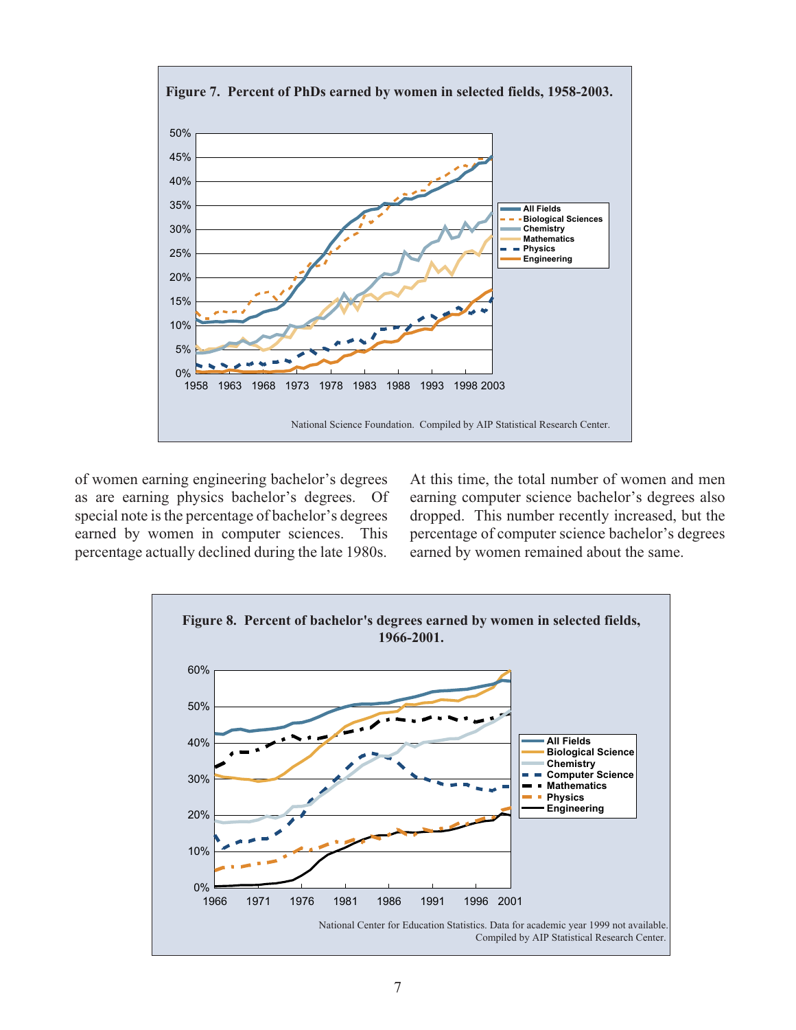**Figure 7. Percent of PhDs earned by women in selected fields, 1958-2003.**

National Science Foundation. Compiled by AIP Statistical Research Center.

of women earning engineering bachelor's degrees as are earning physics bachelor's degrees. Of special note is the percentage of bachelor's degrees earned by women in computer sciences. This percentage actually declined during the late 1980s. At this time, the total number of women and men earning computer science bachelor's degrees also dropped. This number recently increased, but the percentage of computer science bachelor's degrees earned by women remained about the same.

**Figure 8. Percent of bachelor's degrees earned by women in selected fields, 1966-2001.**

National Center for Education Statistics. Data for academic year 1999 not available. Compiled by AIP Statistical Research Center.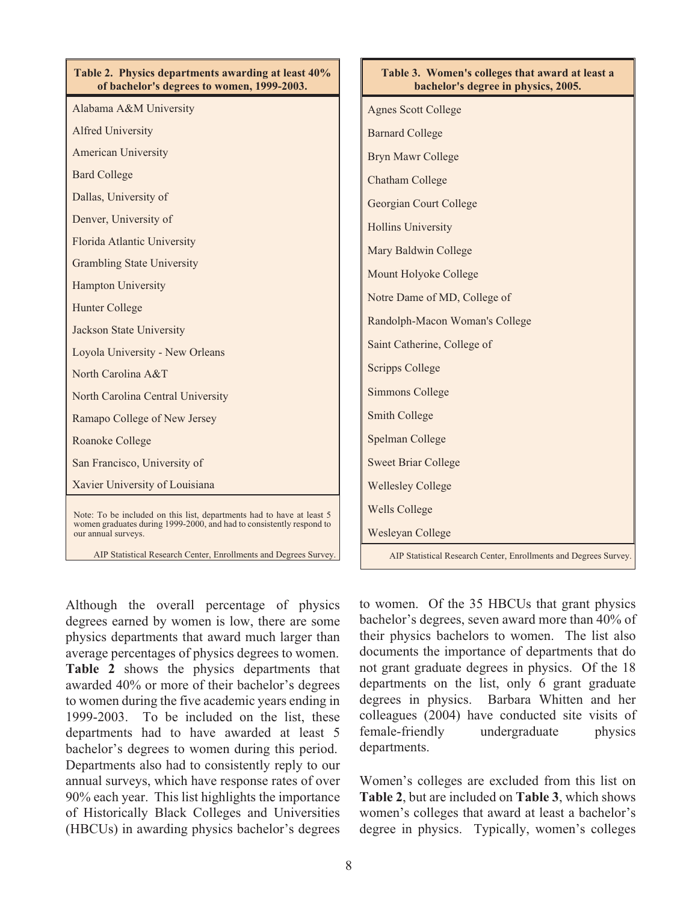| Table 2. Physics departments awarding at least 40% of bachelor's degrees to women, 1999-2003. |
|---|
| Alabama A&M University |
| Alfred University |
| American University |
| Bard College |
| Dallas, University of |
| Denver, University of |
| Florida Atlantic University |
| Grambling State University |
| Hampton University |
| Hunter College |
| Jackson State University |
| Loyola University - New Orleans |
| North Carolina A&T |
| North Carolina Central University |
| Ramapo College of New Jersey |
| Roanoke College |
| San Francisco, University of |
| Xavier University of Louisiana |

Note: To be included on this list, departments had to have at least 5 women graduates during 1999-2000, and had to consistently respond to our annual surveys.

AIP Statistical Research Center, Enrollments and Degrees Survey.

| Table 3. Women's colleges that award at least a bachelor's degree in physics, 2005. |
|---|
| Agnes Scott College |
| Barnard College |
| Bryn Mawr College |
| Chatham College |
| Georgian Court College |
| Hollins University |
| Mary Baldwin College |
| Mount Holyoke College |
| Notre Dame of MD, College of |
| Randolph-Macon Woman's College |
| Saint Catherine, College of |
| Scripps College |
| Simmons College |
| Smith College |
| Spelman College |
| Sweet Briar College |
| Wellesley College |
| Wells College |
| Wesleyan College |

AIP Statistical Research Center, Enrollments and Degrees Survey.

Although the overall percentage of physics degrees earned by women is low, there are some physics departments that award much larger than average percentages of physics degrees to women. **Table 2** shows the physics departments that awarded 40% or more of their bachelor's degrees to women during the five academic years ending in 1999-2003. To be included on the list, these departments had to have awarded at least 5 bachelor's degrees to women during this period. Departments also had to consistently reply to our annual surveys, which have response rates of over 90% each year. This list highlights the importance of Historically Black Colleges and Universities (HBCUs) in awarding physics bachelor's degrees to women. Of the 35 HBCUs that grant physics bachelor's degrees, seven award more than 40% of their physics bachelors to women. The list also documents the importance of departments that do not grant graduate degrees in physics. Of the 18 departments on the list, only 6 grant graduate degrees in physics. Barbara Whitten and her colleagues (2004) have conducted site visits of female-friendly undergraduate physics departments.

Women's colleges are excluded from this list on **Table 2**, but are included on **Table 3**, which shows women's colleges that award at least a bachelor's degree in physics. Typically, women's colleges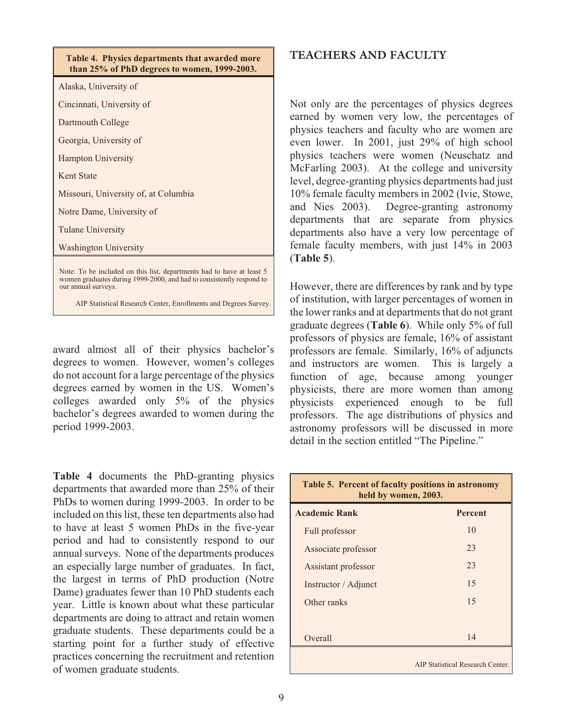**Table 4. Physics departments that awarded more than 25% of PhD degrees to women, 1999-2003.**

| |
|---|
| Alaska, University of |
| Cincinnati, University of |
| Dartmouth College |
| Georgia, University of |
| Hampton University |
| Kent State |
| Missouri, University of, at Columbia |
| Notre Dame, University of |
| Tulane University |
| Washington University |

Note: To be included on this list, departments had to have at least 5 women graduates during 1999-2000, and had to consistently respond to our annual surveys.

AIP Statistical Research Center, Enrollments and Degrees Survey.

award almost all of their physics bachelor's degrees to women. However, women's colleges do not account for a large percentage of the physics degrees earned by women in the US. Women's colleges awarded only 5% of the physics bachelor's degrees awarded to women during the period 1999-2003.

**Table 4** documents the PhD-granting physics departments that awarded more than 25% of their PhDs to women during 1999-2003. In order to be included on this list, these ten departments also had to have at least 5 women PhDs in the five-year period and had to consistently respond to our annual surveys. None of the departments produces an especially large number of graduates. In fact, the largest in terms of PhD production (Notre Dame) graduates fewer than 10 PhD students each year. Little is known about what these particular departments are doing to attract and retain women graduate students. These departments could be a starting point for a further study of effective practices concerning the recruitment and retention of women graduate students.

## TEACHERS AND FACULTY

Not only are the percentages of physics degrees earned by women very low, the percentages of physics teachers and faculty who are women are even lower. In 2001, just 29% of high school physics teachers were women (Neuschatz and McFarling 2003). At the college and university level, degree-granting physics departments had just 10% female faculty members in 2002 (Ivie, Stowe, and Nies 2003). Degree-granting astronomy departments that are separate from physics departments also have a very low percentage of female faculty members, with just 14% in 2003 (**Table 5**).

However, there are differences by rank and by type of institution, with larger percentages of women in the lower ranks and at departments that do not grant graduate degrees (**Table 6**). While only 5% of full professors of physics are female, 16% of assistant professors are female. Similarly, 16% of adjuncts and instructors are women. This is largely a function of age, because among younger physicists, there are more women than among physicists experienced enough to be full professors. The age distributions of physics and astronomy professors will be discussed in more detail in the section entitled "The Pipeline."

**Table 5. Percent of faculty positions in astronomy held by women, 2003.**

| Academic Rank | Percent |
|---|---|
| Full professor | 10 |
| Associate professor | 23 |
| Assistant professor | 23 |
| Instructor / Adjunct | 15 |
| Other ranks | 15 |
| | |
| Overall | 14 |

AIP Statistical Research Center.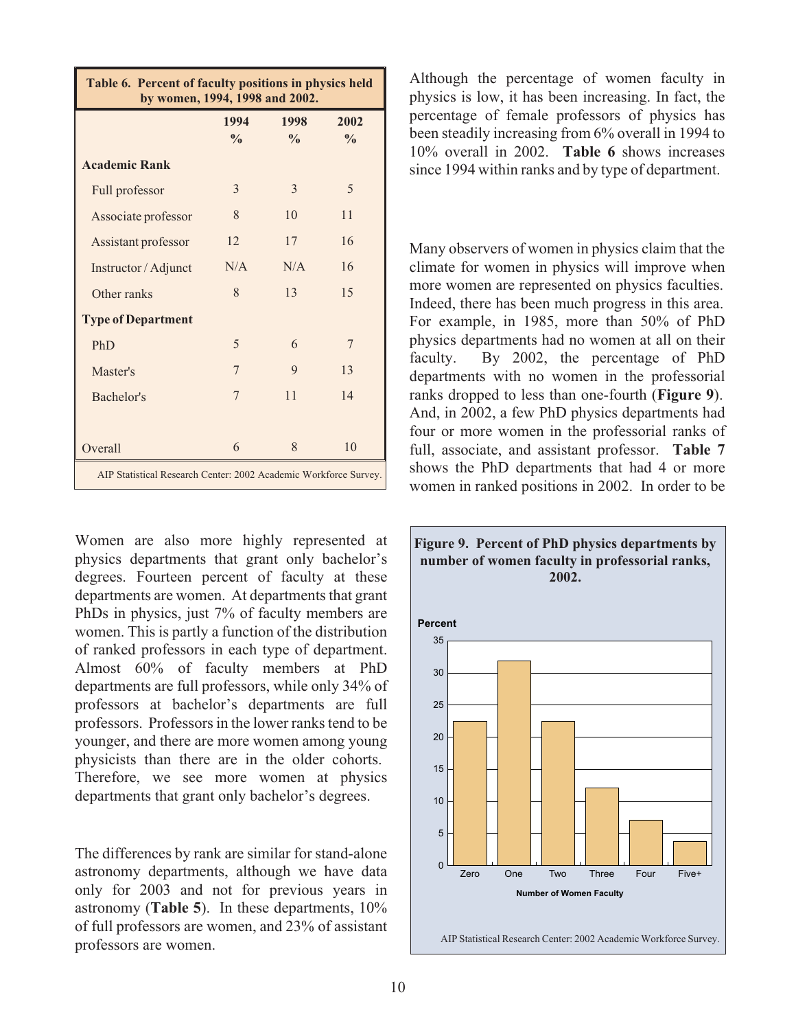**Table 6. Percent of faculty positions in physics held by women, 1994, 1998 and 2002.**

| | 1994 % | 1998 % | 2002 % |
|---|---|---|---|
| **Academic Rank** | | | |
| Full professor | 3 | 3 | 5 |
| Associate professor | 8 | 10 | 11 |
| Assistant professor | 12 | 17 | 16 |
| Instructor / Adjunct | N/A | N/A | 16 |
| Other ranks | 8 | 13 | 15 |
| **Type of Department** | | | |
| PhD | 5 | 6 | 7 |
| Master's | 7 | 9 | 13 |
| Bachelor's | 7 | 11 | 14 |
| Overall | 6 | 8 | 10 |

AIP Statistical Research Center: 2002 Academic Workforce Survey.

Women are also more highly represented at physics departments that grant only bachelor's degrees. Fourteen percent of faculty at these departments are women. At departments that grant PhDs in physics, just 7% of faculty members are women. This is partly a function of the distribution of ranked professors in each type of department. Almost 60% of faculty members at PhD departments are full professors, while only 34% of professors at bachelor's departments are full professors. Professors in the lower ranks tend to be younger, and there are more women among young physicists than there are in the older cohorts. Therefore, we see more women at physics departments that grant only bachelor's degrees.

The differences by rank are similar for stand-alone astronomy departments, although we have data only for 2003 and not for previous years in astronomy (**Table 5**). In these departments, 10% of full professors are women, and 23% of assistant professors are women.

Although the percentage of women faculty in physics is low, it has been increasing. In fact, the percentage of female professors of physics has been steadily increasing from 6% overall in 1994 to 10% overall in 2002. **Table 6** shows increases since 1994 within ranks and by type of department.

Many observers of women in physics claim that the climate for women in physics will improve when more women are represented on physics faculties. Indeed, there has been much progress in this area. For example, in 1985, more than 50% of PhD physics departments had no women at all on their faculty. By 2002, the percentage of PhD departments with no women in the professorial ranks dropped to less than one-fourth (**Figure 9**). And, in 2002, a few PhD physics departments had four or more women in the professorial ranks of full, associate, and assistant professor. **Table 7** shows the PhD departments that had 4 or more women in ranked positions in 2002. In order to be

**Figure 9. Percent of PhD physics departments by number of women faculty in professorial ranks, 2002.**

| Number of Women Faculty | Percent (approx.) |
|---|---|
| Zero | 22.5 |
| One | 32 |
| Two | 22.5 |
| Three | 12 |
| Four | 7 |
| Five+ | 3.7 |

AIP Statistical Research Center: 2002 Academic Workforce Survey.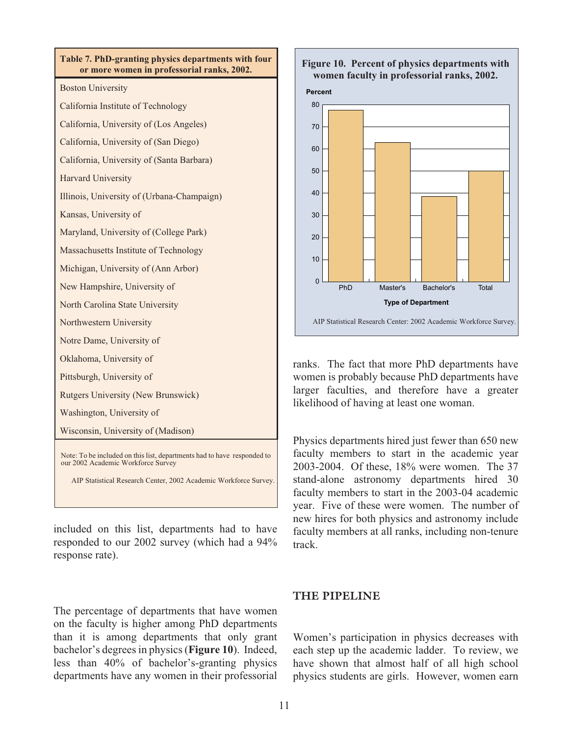**Table 7. PhD-granting physics departments with four or more women in professorial ranks, 2002.**

| Department |
|---|
| Boston University |
| California Institute of Technology |
| California, University of (Los Angeles) |
| California, University of (San Diego) |
| California, University of (Santa Barbara) |
| Harvard University |
| Illinois, University of (Urbana-Champaign) |
| Kansas, University of |
| Maryland, University of (College Park) |
| Massachusetts Institute of Technology |
| Michigan, University of (Ann Arbor) |
| New Hampshire, University of |
| North Carolina State University |
| Northwestern University |
| Notre Dame, University of |
| Oklahoma, University of |
| Pittsburgh, University of |
| Rutgers University (New Brunswick) |
| Washington, University of |
| Wisconsin, University of (Madison) |

Note: To be included on this list, departments had to have responded to our 2002 Academic Workforce Survey

AIP Statistical Research Center, 2002 Academic Workforce Survey.

included on this list, departments had to have responded to our 2002 survey (which had a 94% response rate).

The percentage of departments that have women on the faculty is higher among PhD departments than it is among departments that only grant bachelor's degrees in physics (**Figure 10**). Indeed, less than 40% of bachelor's-granting physics departments have any women in their professorial ranks. The fact that more PhD departments have women is probably because PhD departments have larger faculties, and therefore have a greater likelihood of having at least one woman.

**Figure 10. Percent of physics departments with women faculty in professorial ranks, 2002.**

AIP Statistical Research Center: 2002 Academic Workforce Survey.

Physics departments hired just fewer than 650 new faculty members to start in the academic year 2003-2004. Of these, 18% were women. The 37 stand-alone astronomy departments hired 30 faculty members to start in the 2003-04 academic year. Five of these were women. The number of new hires for both physics and astronomy include faculty members at all ranks, including non-tenure track.

## THE PIPELINE

Women's participation in physics decreases with each step up the academic ladder. To review, we have shown that almost half of all high school physics students are girls. However, women earn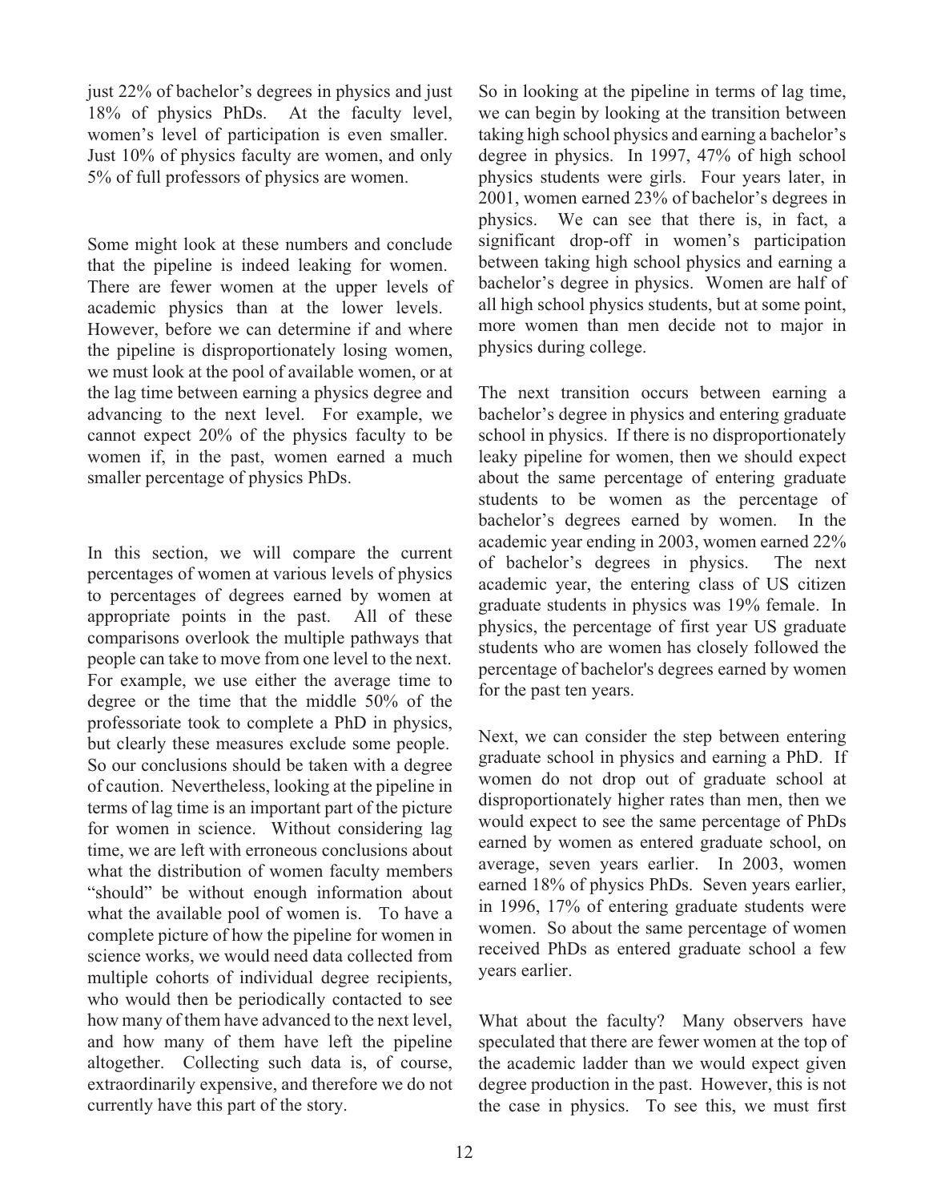just 22% of bachelor's degrees in physics and just 18% of physics PhDs. At the faculty level, women's level of participation is even smaller. Just 10% of physics faculty are women, and only 5% of full professors of physics are women.

Some might look at these numbers and conclude that the pipeline is indeed leaking for women. There are fewer women at the upper levels of academic physics than at the lower levels. However, before we can determine if and where the pipeline is disproportionately losing women, we must look at the pool of available women, or at the lag time between earning a physics degree and advancing to the next level. For example, we cannot expect 20% of the physics faculty to be women if, in the past, women earned a much smaller percentage of physics PhDs.

In this section, we will compare the current percentages of women at various levels of physics to percentages of degrees earned by women at appropriate points in the past. All of these comparisons overlook the multiple pathways that people can take to move from one level to the next. For example, we use either the average time to degree or the time that the middle 50% of the professoriate took to complete a PhD in physics, but clearly these measures exclude some people. So our conclusions should be taken with a degree of caution. Nevertheless, looking at the pipeline in terms of lag time is an important part of the picture for women in science. Without considering lag time, we are left with erroneous conclusions about what the distribution of women faculty members "should" be without enough information about what the available pool of women is. To have a complete picture of how the pipeline for women in science works, we would need data collected from multiple cohorts of individual degree recipients, who would then be periodically contacted to see how many of them have advanced to the next level, and how many of them have left the pipeline altogether. Collecting such data is, of course, extraordinarily expensive, and therefore we do not currently have this part of the story.

So in looking at the pipeline in terms of lag time, we can begin by looking at the transition between taking high school physics and earning a bachelor's degree in physics. In 1997, 47% of high school physics students were girls. Four years later, in 2001, women earned 23% of bachelor's degrees in physics. We can see that there is, in fact, a significant drop-off in women's participation between taking high school physics and earning a bachelor's degree in physics. Women are half of all high school physics students, but at some point, more women than men decide not to major in physics during college.

The next transition occurs between earning a bachelor's degree in physics and entering graduate school in physics. If there is no disproportionately leaky pipeline for women, then we should expect about the same percentage of entering graduate students to be women as the percentage of bachelor's degrees earned by women. In the academic year ending in 2003, women earned 22% of bachelor's degrees in physics. The next academic year, the entering class of US citizen graduate students in physics was 19% female. In physics, the percentage of first year US graduate students who are women has closely followed the percentage of bachelor's degrees earned by women for the past ten years.

Next, we can consider the step between entering graduate school in physics and earning a PhD. If women do not drop out of graduate school at disproportionately higher rates than men, then we would expect to see the same percentage of PhDs earned by women as entered graduate school, on average, seven years earlier. In 2003, women earned 18% of physics PhDs. Seven years earlier, in 1996, 17% of entering graduate students were women. So about the same percentage of women received PhDs as entered graduate school a few years earlier.

What about the faculty? Many observers have speculated that there are fewer women at the top of the academic ladder than we would expect given degree production in the past. However, this is not the case in physics. To see this, we must first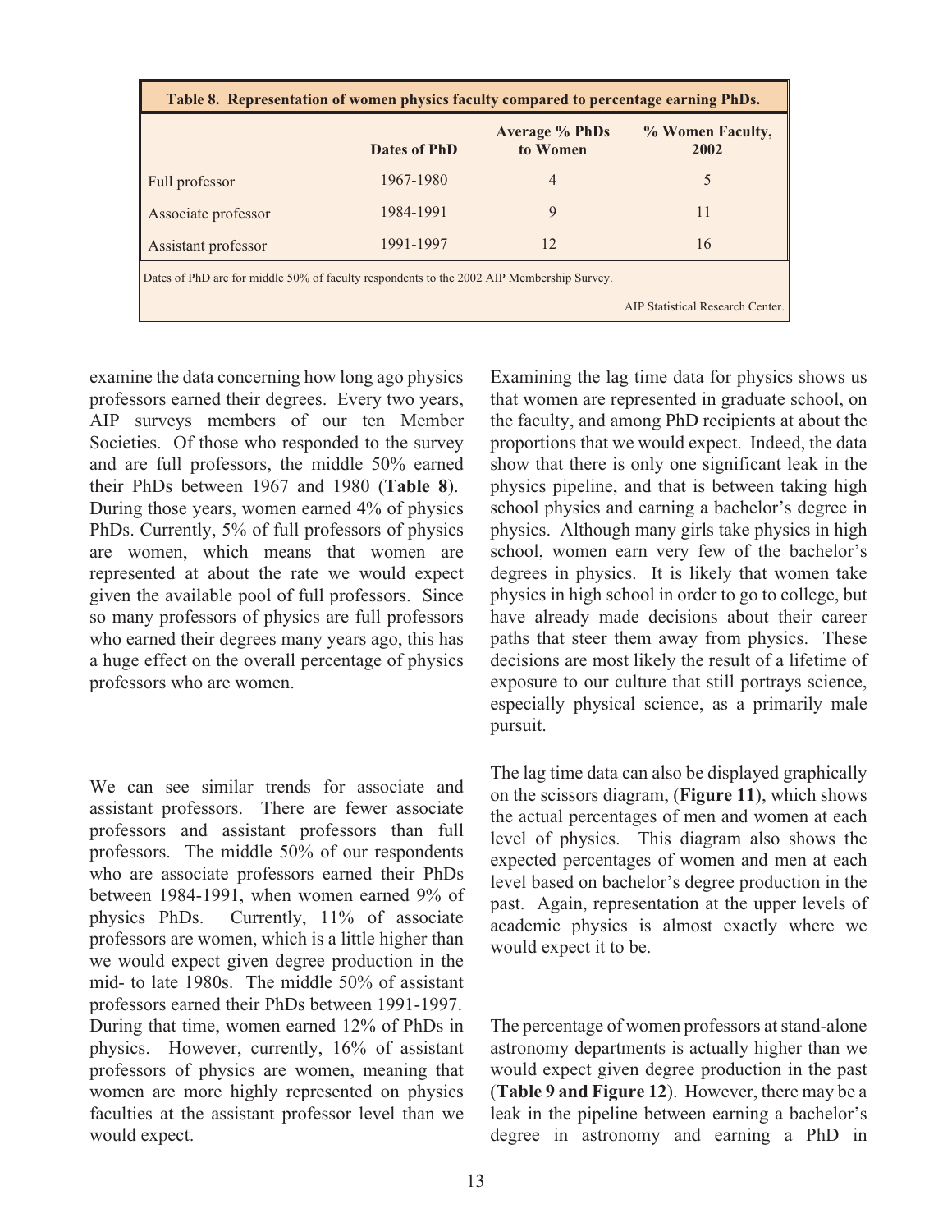**Table 8. Representation of women physics faculty compared to percentage earning PhDs.**

| | Dates of PhD | Average % PhDs to Women | % Women Faculty, 2002 |
|---|---|---|---|
| Full professor | 1967-1980 | 4 | 5 |
| Associate professor | 1984-1991 | 9 | 11 |
| Assistant professor | 1991-1997 | 12 | 16 |

Dates of PhD are for middle 50% of faculty respondents to the 2002 AIP Membership Survey.

AIP Statistical Research Center.

examine the data concerning how long ago physics professors earned their degrees. Every two years, AIP surveys members of our ten Member Societies. Of those who responded to the survey and are full professors, the middle 50% earned their PhDs between 1967 and 1980 (**Table 8**). During those years, women earned 4% of physics PhDs. Currently, 5% of full professors of physics are women, which means that women are represented at about the rate we would expect given the available pool of full professors. Since so many professors of physics are full professors who earned their degrees many years ago, this has a huge effect on the overall percentage of physics professors who are women.

We can see similar trends for associate and assistant professors. There are fewer associate professors and assistant professors than full professors. The middle 50% of our respondents who are associate professors earned their PhDs between 1984-1991, when women earned 9% of physics PhDs. Currently, 11% of associate professors are women, which is a little higher than we would expect given degree production in the mid- to late 1980s. The middle 50% of assistant professors earned their PhDs between 1991-1997. During that time, women earned 12% of PhDs in physics. However, currently, 16% of assistant professors of physics are women, meaning that women are more highly represented on physics faculties at the assistant professor level than we would expect.

Examining the lag time data for physics shows us that women are represented in graduate school, on the faculty, and among PhD recipients at about the proportions that we would expect. Indeed, the data show that there is only one significant leak in the physics pipeline, and that is between taking high school physics and earning a bachelor's degree in physics. Although many girls take physics in high school, women earn very few of the bachelor's degrees in physics. It is likely that women take physics in high school in order to go to college, but have already made decisions about their career paths that steer them away from physics. These decisions are most likely the result of a lifetime of exposure to our culture that still portrays science, especially physical science, as a primarily male pursuit.

The lag time data can also be displayed graphically on the scissors diagram, (**Figure 11**), which shows the actual percentages of men and women at each level of physics. This diagram also shows the expected percentages of women and men at each level based on bachelor's degree production in the past. Again, representation at the upper levels of academic physics is almost exactly where we would expect it to be.

The percentage of women professors at stand-alone astronomy departments is actually higher than we would expect given degree production in the past (**Table 9 and Figure 12**). However, there may be a leak in the pipeline between earning a bachelor's degree in astronomy and earning a PhD in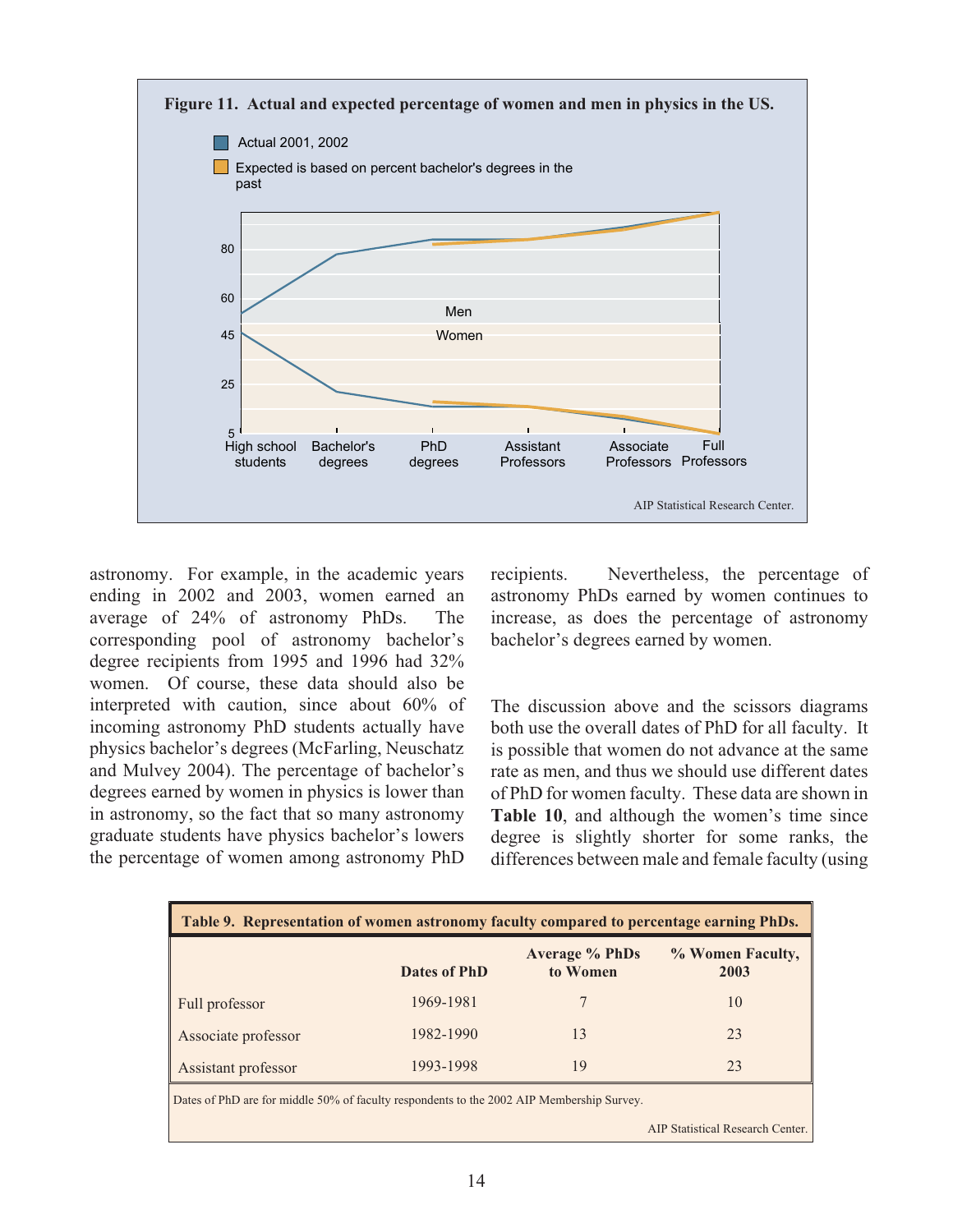**Figure 11. Actual and expected percentage of women and men in physics in the US.**

Actual 2001, 2002

Expected is based on percent bachelor's degrees in the past

AIP Statistical Research Center.

astronomy. For example, in the academic years ending in 2002 and 2003, women earned an average of 24% of astronomy PhDs. The corresponding pool of astronomy bachelor's degree recipients from 1995 and 1996 had 32% women. Of course, these data should also be interpreted with caution, since about 60% of incoming astronomy PhD students actually have physics bachelor's degrees (McFarling, Neuschatz and Mulvey 2004). The percentage of bachelor's degrees earned by women in physics is lower than in astronomy, so the fact that so many astronomy graduate students have physics bachelor's lowers the percentage of women among astronomy PhD recipients. Nevertheless, the percentage of astronomy PhDs earned by women continues to increase, as does the percentage of astronomy bachelor's degrees earned by women.

The discussion above and the scissors diagrams both use the overall dates of PhD for all faculty. It is possible that women do not advance at the same rate as men, and thus we should use different dates of PhD for women faculty. These data are shown in **Table 10**, and although the women's time since degree is slightly shorter for some ranks, the differences between male and female faculty (using

**Table 9. Representation of women astronomy faculty compared to percentage earning PhDs.**

| | Dates of PhD | Average % PhDs to Women | % Women Faculty, 2003 |
|---|---|---|---|
| Full professor | 1969-1981 | 7 | 10 |
| Associate professor | 1982-1990 | 13 | 23 |
| Assistant professor | 1993-1998 | 19 | 23 |

Dates of PhD are for middle 50% of faculty respondents to the 2002 AIP Membership Survey.

AIP Statistical Research Center.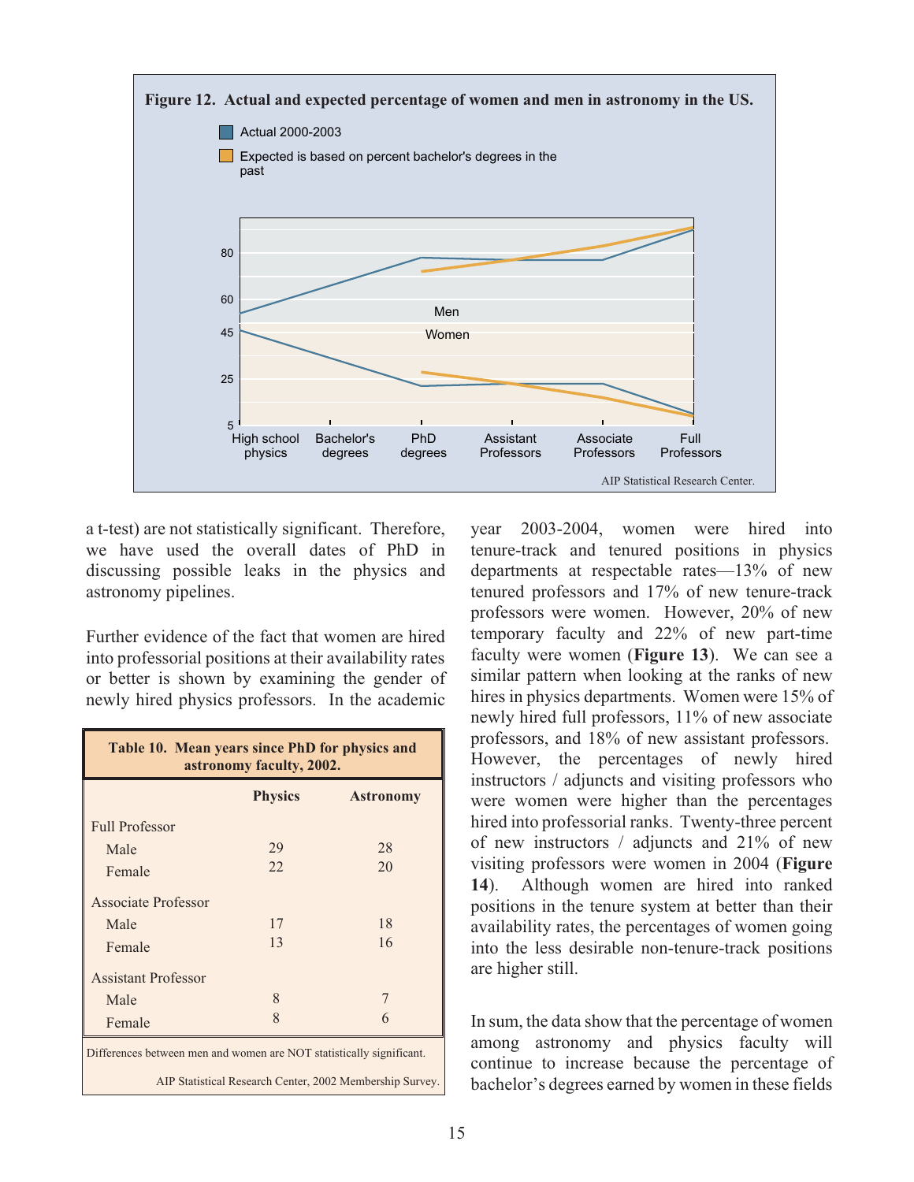**Figure 12. Actual and expected percentage of women and men in astronomy in the US.**

Actual 2000-2003

Expected is based on percent bachelor's degrees in the past

AIP Statistical Research Center.

a t-test) are not statistically significant. Therefore, we have used the overall dates of PhD in discussing possible leaks in the physics and astronomy pipelines.

Further evidence of the fact that women are hired into professorial positions at their availability rates or better is shown by examining the gender of newly hired physics professors. In the academic year 2003-2004, women were hired into tenure-track and tenured positions in physics departments at respectable rates—13% of new tenured professors and 17% of new tenure-track professors were women. However, 20% of new temporary faculty and 22% of new part-time faculty were women (**Figure 13**). We can see a similar pattern when looking at the ranks of new hires in physics departments. Women were 15% of newly hired full professors, 11% of new associate professors, and 18% of new assistant professors. However, the percentages of newly hired instructors / adjuncts and visiting professors who were women were higher than the percentages hired into professorial ranks. Twenty-three percent of new instructors / adjuncts and 21% of new visiting professors were women in 2004 (**Figure 14**). Although women are hired into ranked positions in the tenure system at better than their availability rates, the percentages of women going into the less desirable non-tenure-track positions are higher still.

**Table 10. Mean years since PhD for physics and astronomy faculty, 2002.**

| | Physics | Astronomy |
|---|---|---|
| Full Professor | | |
| Male | 29 | 28 |
| Female | 22 | 20 |
| Associate Professor | | |
| Male | 17 | 18 |
| Female | 13 | 16 |
| Assistant Professor | | |
| Male | 8 | 7 |
| Female | 8 | 6 |

Differences between men and women are NOT statistically significant.

AIP Statistical Research Center, 2002 Membership Survey.

In sum, the data show that the percentage of women among astronomy and physics faculty will continue to increase because the percentage of bachelor's degrees earned by women in these fields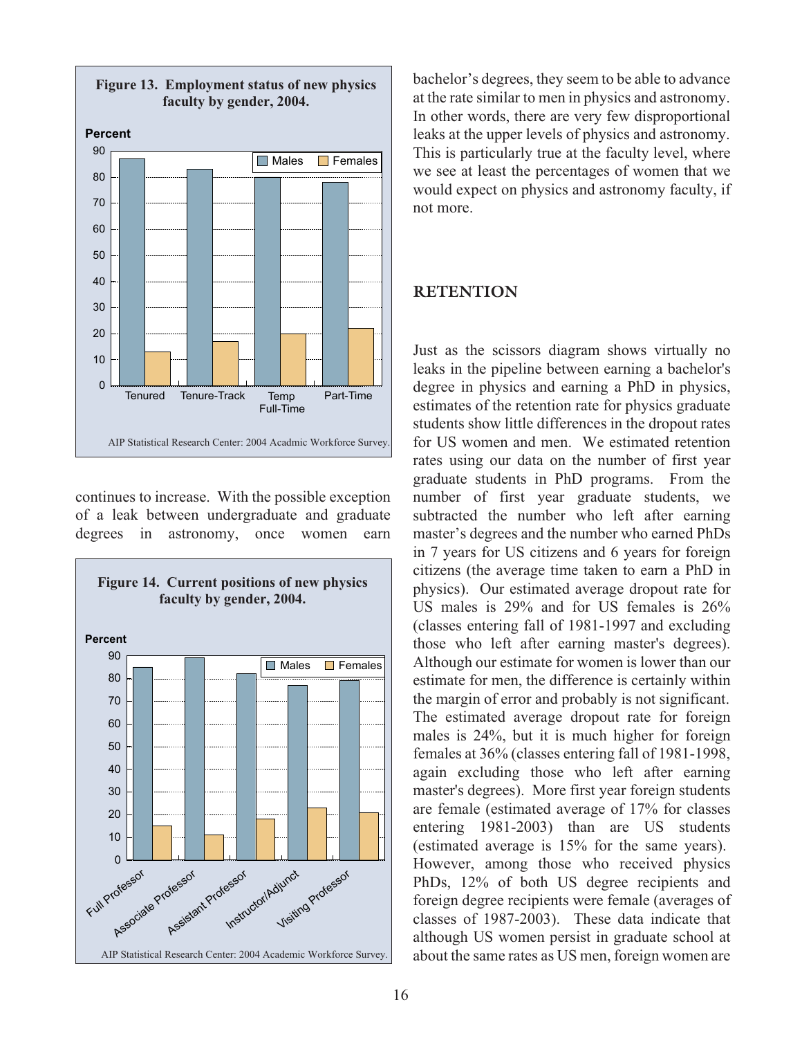**Figure 13. Employment status of new physics faculty by gender, 2004.**

AIP Statistical Research Center: 2004 Acadmic Workforce Survey.

continues to increase. With the possible exception of a leak between undergraduate and graduate degrees in astronomy, once women earn bachelor's degrees, they seem to be able to advance at the rate similar to men in physics and astronomy. In other words, there are very few disproportional leaks at the upper levels of physics and astronomy. This is particularly true at the faculty level, where we see at least the percentages of women that we would expect on physics and astronomy faculty, if not more.

**Figure 14. Current positions of new physics faculty by gender, 2004.**

AIP Statistical Research Center: 2004 Academic Workforce Survey.

## RETENTION

Just as the scissors diagram shows virtually no leaks in the pipeline between earning a bachelor's degree in physics and earning a PhD in physics, estimates of the retention rate for physics graduate students show little differences in the dropout rates for US women and men. We estimated retention rates using our data on the number of first year graduate students in PhD programs. From the number of first year graduate students, we subtracted the number who left after earning master's degrees and the number who earned PhDs in 7 years for US citizens and 6 years for foreign citizens (the average time taken to earn a PhD in physics). Our estimated average dropout rate for US males is 29% and for US females is 26% (classes entering fall of 1981-1997 and excluding those who left after earning master's degrees). Although our estimate for women is lower than our estimate for men, the difference is certainly within the margin of error and probably is not significant. The estimated average dropout rate for foreign males is 24%, but it is much higher for foreign females at 36% (classes entering fall of 1981-1998, again excluding those who left after earning master's degrees). More first year foreign students are female (estimated average of 17% for classes entering 1981-2003) than are US students (estimated average is 15% for the same years). However, among those who received physics PhDs, 12% of both US degree recipients and foreign degree recipients were female (averages of classes of 1987-2003). These data indicate that although US women persist in graduate school at about the same rates as US men, foreign women are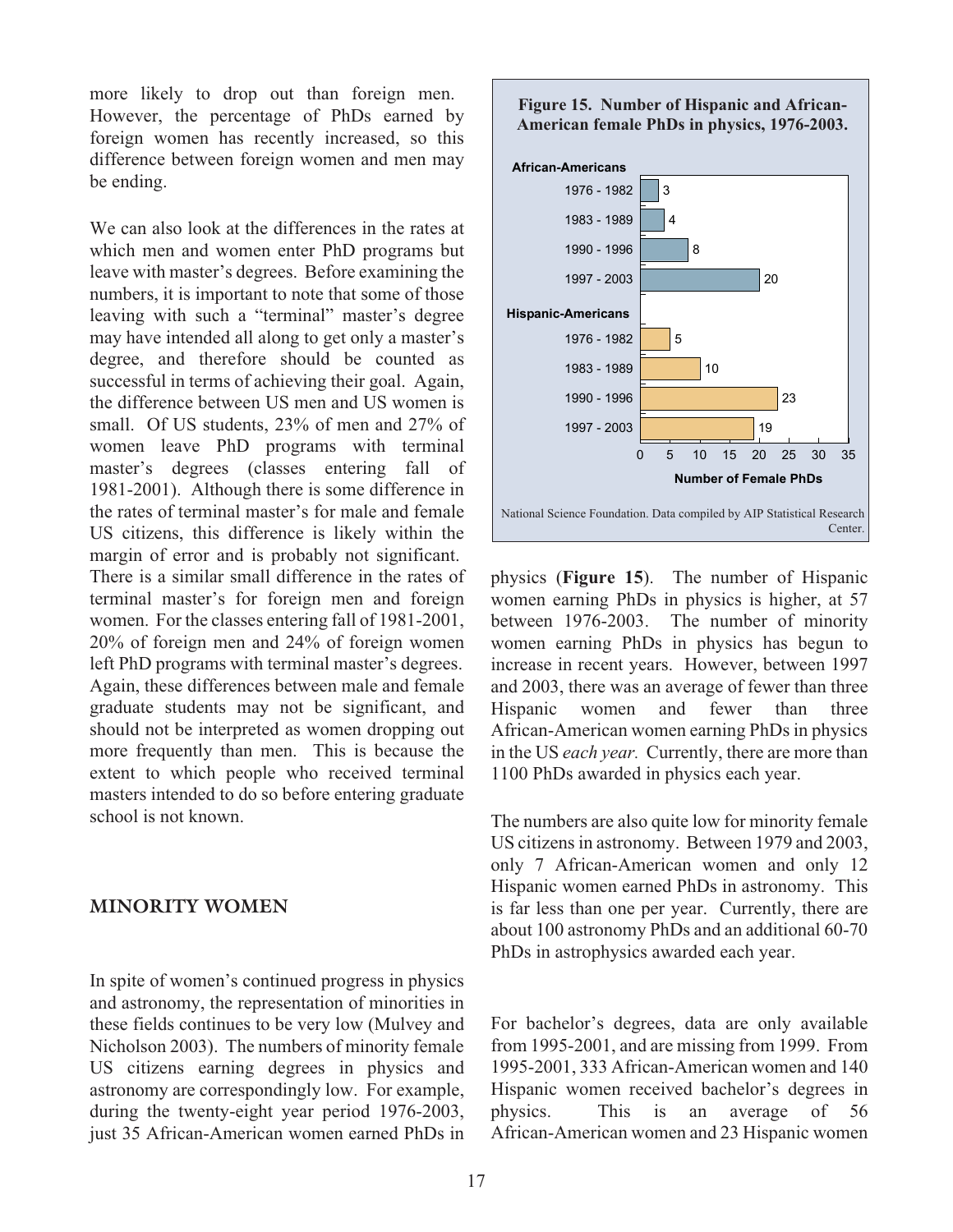more likely to drop out than foreign men. However, the percentage of PhDs earned by foreign women has recently increased, so this difference between foreign women and men may be ending.

We can also look at the differences in the rates at which men and women enter PhD programs but leave with master's degrees. Before examining the numbers, it is important to note that some of those leaving with such a "terminal" master's degree may have intended all along to get only a master's degree, and therefore should be counted as successful in terms of achieving their goal. Again, the difference between US men and US women is small. Of US students, 23% of men and 27% of women leave PhD programs with terminal master's degrees (classes entering fall of 1981-2001). Although there is some difference in the rates of terminal master's for male and female US citizens, this difference is likely within the margin of error and is probably not significant. There is a similar small difference in the rates of terminal master's for foreign men and foreign women. For the classes entering fall of 1981-2001, 20% of foreign men and 24% of foreign women left PhD programs with terminal master's degrees. Again, these differences between male and female graduate students may not be significant, and should not be interpreted as women dropping out more frequently than men. This is because the extent to which people who received terminal masters intended to do so before entering graduate school is not known.

## MINORITY WOMEN

In spite of women's continued progress in physics and astronomy, the representation of minorities in these fields continues to be very low (Mulvey and Nicholson 2003). The numbers of minority female US citizens earning degrees in physics and astronomy are correspondingly low. For example, during the twenty-eight year period 1976-2003, just 35 African-American women earned PhDs in physics (**Figure 15**). The number of Hispanic women earning PhDs in physics is higher, at 57 between 1976-2003. The number of minority women earning PhDs in physics has begun to increase in recent years. However, between 1997 and 2003, there was an average of fewer than three Hispanic women and fewer than three African-American women earning PhDs in physics in the US *each year.* Currently, there are more than 1100 PhDs awarded in physics each year.

**Figure 15. Number of Hispanic and African-American female PhDs in physics, 1976-2003.**

| | Number of Female PhDs |
|---|---|
| **African-Americans** | |
| 1976 - 1982 | 3 |
| 1983 - 1989 | 4 |
| 1990 - 1996 | 8 |
| 1997 - 2003 | 20 |
| **Hispanic-Americans** | |
| 1976 - 1982 | 5 |
| 1983 - 1989 | 10 |
| 1990 - 1996 | 23 |
| 1997 - 2003 | 19 |

National Science Foundation. Data compiled by AIP Statistical Research Center.

The numbers are also quite low for minority female US citizens in astronomy. Between 1979 and 2003, only 7 African-American women and only 12 Hispanic women earned PhDs in astronomy. This is far less than one per year. Currently, there are about 100 astronomy PhDs and an additional 60-70 PhDs in astrophysics awarded each year.

For bachelor's degrees, data are only available from 1995-2001, and are missing from 1999. From 1995-2001, 333 African-American women and 140 Hispanic women received bachelor's degrees in physics. This is an average of 56 African-American women and 23 Hispanic women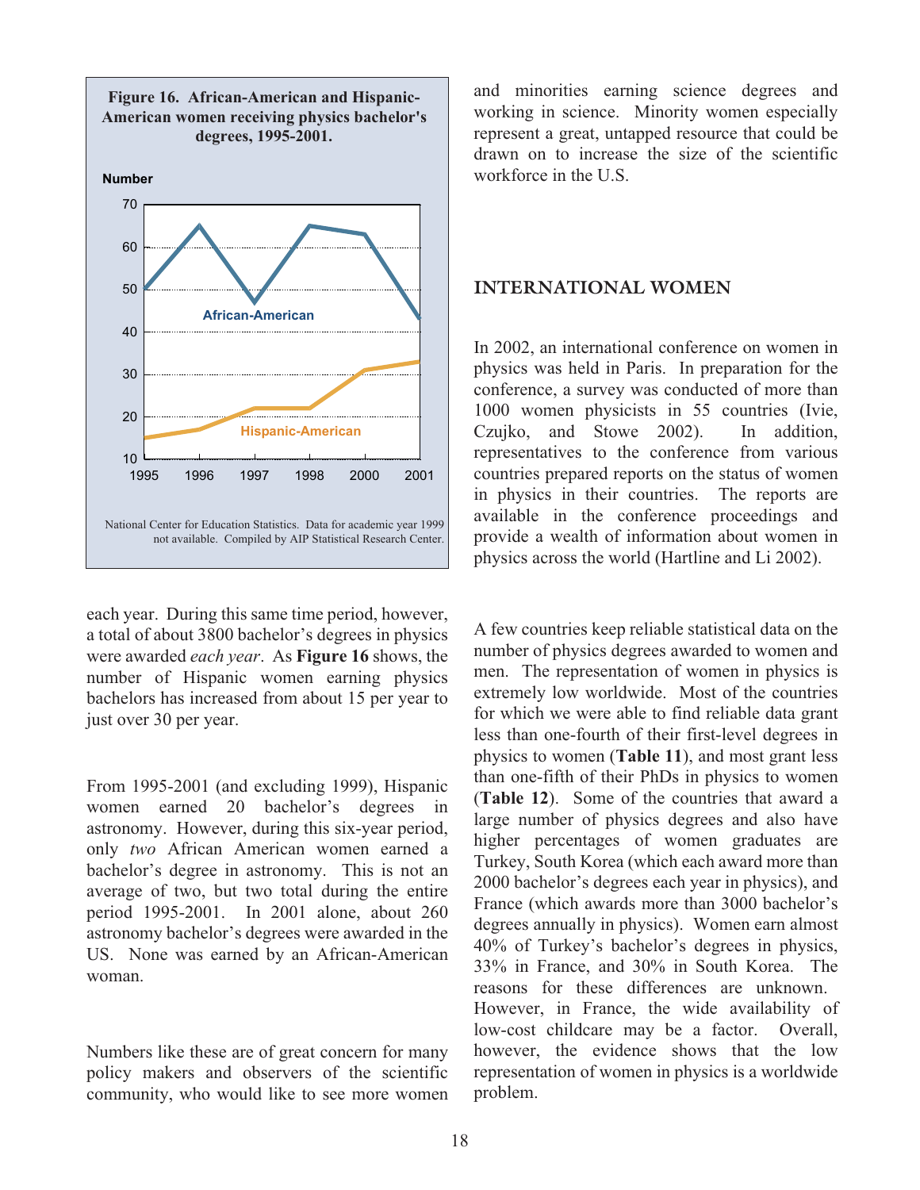**Figure 16. African-American and Hispanic-American women receiving physics bachelor's degrees, 1995-2001.**

National Center for Education Statistics. Data for academic year 1999 not available. Compiled by AIP Statistical Research Center.

each year. During this same time period, however, a total of about 3800 bachelor's degrees in physics were awarded *each year*. As **Figure 16** shows, the number of Hispanic women earning physics bachelors has increased from about 15 per year to just over 30 per year.

From 1995-2001 (and excluding 1999), Hispanic women earned 20 bachelor's degrees in astronomy. However, during this six-year period, only *two* African American women earned a bachelor's degree in astronomy. This is not an average of two, but two total during the entire period 1995-2001. In 2001 alone, about 260 astronomy bachelor's degrees were awarded in the US. None was earned by an African-American woman.

Numbers like these are of great concern for many policy makers and observers of the scientific community, who would like to see more women and minorities earning science degrees and working in science. Minority women especially represent a great, untapped resource that could be drawn on to increase the size of the scientific workforce in the U.S.

## INTERNATIONAL WOMEN

In 2002, an international conference on women in physics was held in Paris. In preparation for the conference, a survey was conducted of more than 1000 women physicists in 55 countries (Ivie, Czujko, and Stowe 2002). In addition, representatives to the conference from various countries prepared reports on the status of women in physics in their countries. The reports are available in the conference proceedings and provide a wealth of information about women in physics across the world (Hartline and Li 2002).

A few countries keep reliable statistical data on the number of physics degrees awarded to women and men. The representation of women in physics is extremely low worldwide. Most of the countries for which we were able to find reliable data grant less than one-fourth of their first-level degrees in physics to women (**Table 11**), and most grant less than one-fifth of their PhDs in physics to women (**Table 12**). Some of the countries that award a large number of physics degrees and also have higher percentages of women graduates are Turkey, South Korea (which each award more than 2000 bachelor's degrees each year in physics), and France (which awards more than 3000 bachelor's degrees annually in physics). Women earn almost 40% of Turkey's bachelor's degrees in physics, 33% in France, and 30% in South Korea. The reasons for these differences are unknown. However, in France, the wide availability of low-cost childcare may be a factor. Overall, however, the evidence shows that the low representation of women in physics is a worldwide problem.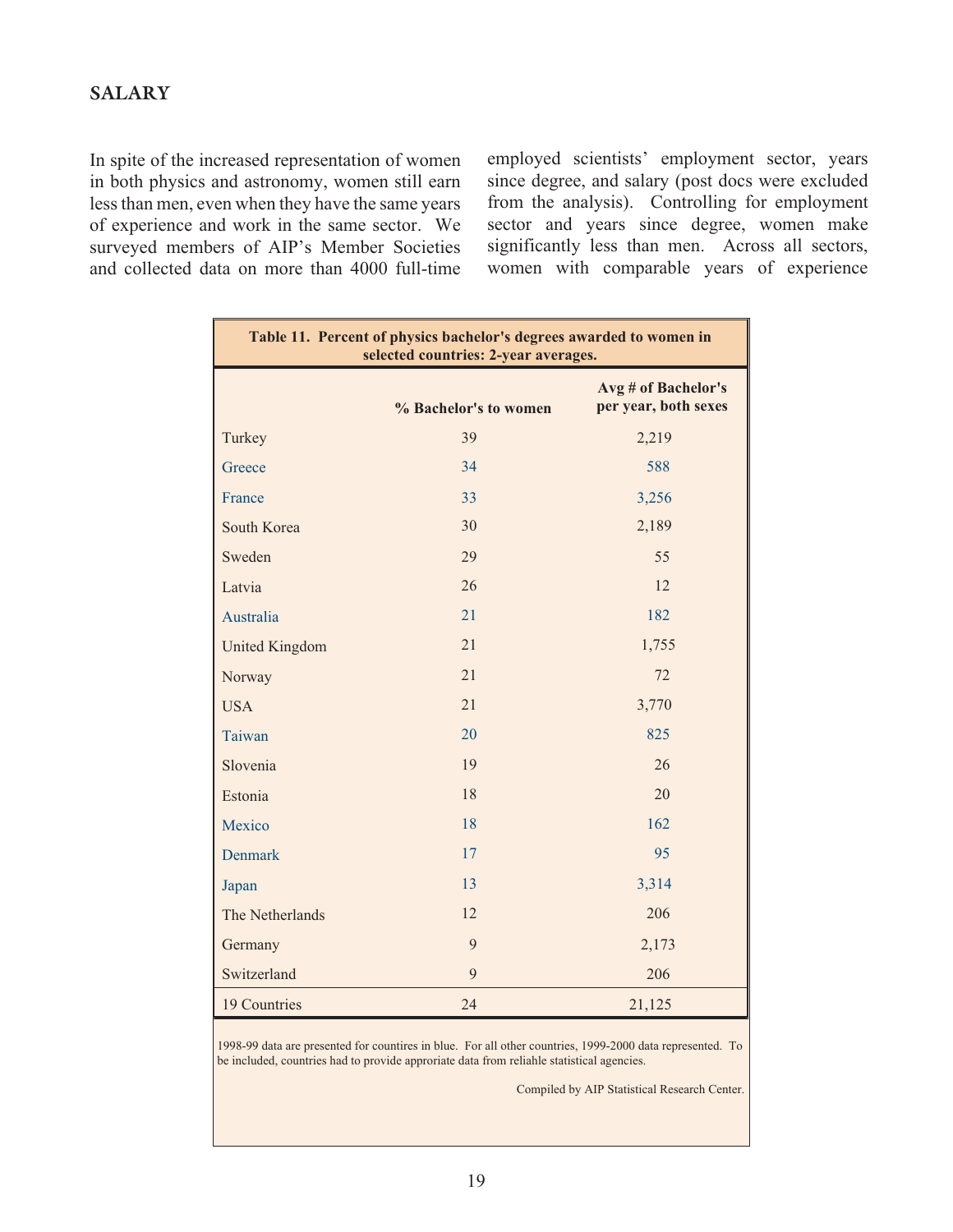## SALARY

In spite of the increased representation of women in both physics and astronomy, women still earn less than men, even when they have the same years of experience and work in the same sector. We surveyed members of AIP's Member Societies and collected data on more than 4000 full-time employed scientists' employment sector, years since degree, and salary (post docs were excluded from the analysis). Controlling for employment sector and years since degree, women make significantly less than men. Across all sectors, women with comparable years of experience

**Table 11. Percent of physics bachelor's degrees awarded to women in selected countries: 2-year averages.**

| | % Bachelor's to women | Avg # of Bachelor's per year, both sexes |
|---|---|---|
| Turkey | 39 | 2,219 |
| Greece | 34 | 588 |
| France | 33 | 3,256 |
| South Korea | 30 | 2,189 |
| Sweden | 29 | 55 |
| Latvia | 26 | 12 |
| Australia | 21 | 182 |
| United Kingdom | 21 | 1,755 |
| Norway | 21 | 72 |
| USA | 21 | 3,770 |
| Taiwan | 20 | 825 |
| Slovenia | 19 | 26 |
| Estonia | 18 | 20 |
| Mexico | 18 | 162 |
| Denmark | 17 | 95 |
| Japan | 13 | 3,314 |
| The Netherlands | 12 | 206 |
| Germany | 9 | 2,173 |
| Switzerland | 9 | 206 |
| 19 Countries | 24 | 21,125 |

1998-99 data are presented for countires in blue. For all other countries, 1999-2000 data represented. To be included, countries had to provide approriate data from reliahle statistical agencies.

Compiled by AIP Statistical Research Center.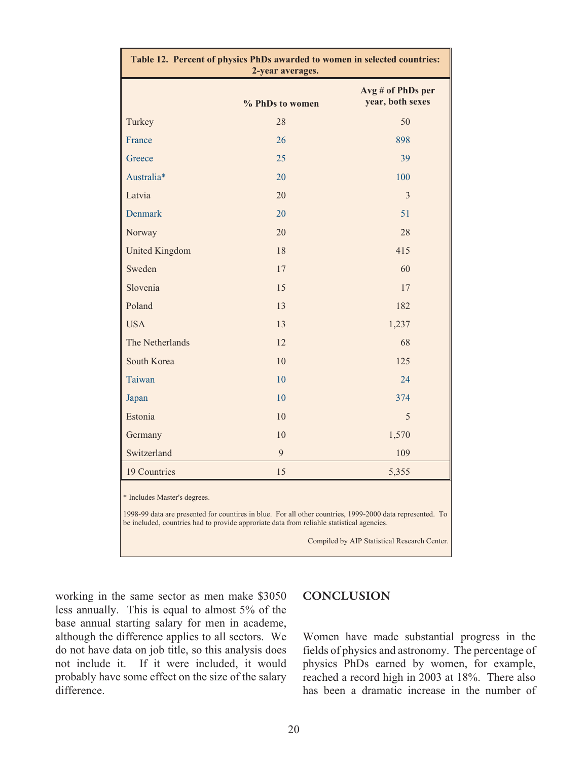**Table 12. Percent of physics PhDs awarded to women in selected countries: 2-year averages.**

| | % PhDs to women | Avg # of PhDs per year, both sexes |
|---|---|---|
| Turkey | 28 | 50 |
| France | 26 | 898 |
| Greece | 25 | 39 |
| Australia* | 20 | 100 |
| Latvia | 20 | 3 |
| Denmark | 20 | 51 |
| Norway | 20 | 28 |
| United Kingdom | 18 | 415 |
| Sweden | 17 | 60 |
| Slovenia | 15 | 17 |
| Poland | 13 | 182 |
| USA | 13 | 1,237 |
| The Netherlands | 12 | 68 |
| South Korea | 10 | 125 |
| Taiwan | 10 | 24 |
| Japan | 10 | 374 |
| Estonia | 10 | 5 |
| Germany | 10 | 1,570 |
| Switzerland | 9 | 109 |
| 19 Countries | 15 | 5,355 |

* Includes Master's degrees.

1998-99 data are presented for countires in blue. For all other countries, 1999-2000 data represented. To be included, countries had to provide approriate data from reliahle statistical agencies.

Compiled by AIP Statistical Research Center.

working in the same sector as men make $3050 less annually. This is equal to almost 5% of the base annual starting salary for men in academe, although the difference applies to all sectors. We do not have data on job title, so this analysis does not include it. If it were included, it would probably have some effect on the size of the salary difference.

## CONCLUSION

Women have made substantial progress in the fields of physics and astronomy. The percentage of physics PhDs earned by women, for example, reached a record high in 2003 at 18%. There also has been a dramatic increase in the number of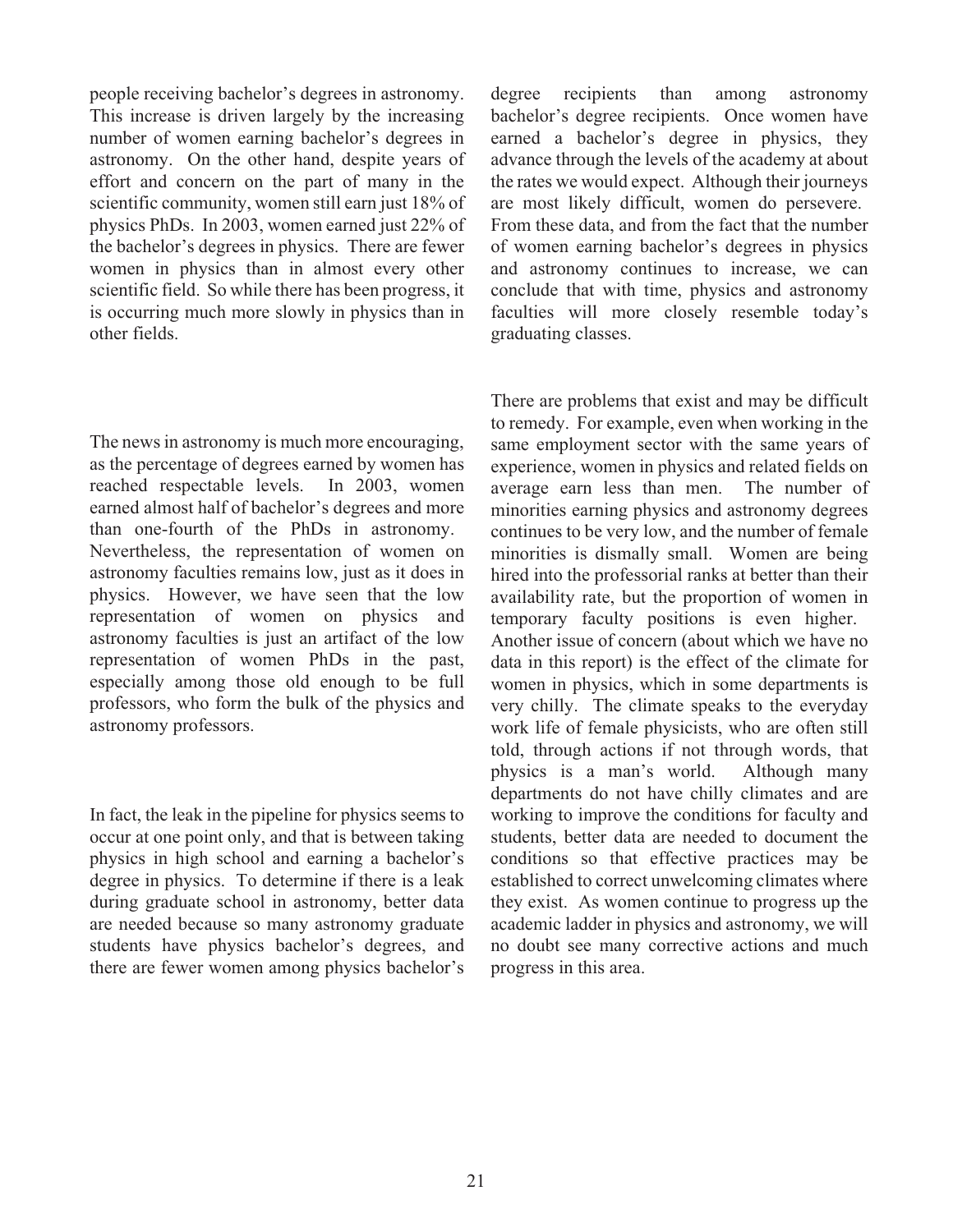people receiving bachelor's degrees in astronomy. This increase is driven largely by the increasing number of women earning bachelor's degrees in astronomy. On the other hand, despite years of effort and concern on the part of many in the scientific community, women still earn just 18% of physics PhDs. In 2003, women earned just 22% of the bachelor's degrees in physics. There are fewer women in physics than in almost every other scientific field. So while there has been progress, it is occurring much more slowly in physics than in other fields.

The news in astronomy is much more encouraging, as the percentage of degrees earned by women has reached respectable levels. In 2003, women earned almost half of bachelor's degrees and more than one-fourth of the PhDs in astronomy. Nevertheless, the representation of women on astronomy faculties remains low, just as it does in physics. However, we have seen that the low representation of women on physics and astronomy faculties is just an artifact of the low representation of women PhDs in the past, especially among those old enough to be full professors, who form the bulk of the physics and astronomy professors.

In fact, the leak in the pipeline for physics seems to occur at one point only, and that is between taking physics in high school and earning a bachelor's degree in physics. To determine if there is a leak during graduate school in astronomy, better data are needed because so many astronomy graduate students have physics bachelor's degrees, and there are fewer women among physics bachelor's degree recipients than among astronomy bachelor's degree recipients. Once women have earned a bachelor's degree in physics, they advance through the levels of the academy at about the rates we would expect. Although their journeys are most likely difficult, women do persevere. From these data, and from the fact that the number of women earning bachelor's degrees in physics and astronomy continues to increase, we can conclude that with time, physics and astronomy faculties will more closely resemble today's graduating classes.

There are problems that exist and may be difficult to remedy. For example, even when working in the same employment sector with the same years of experience, women in physics and related fields on average earn less than men. The number of minorities earning physics and astronomy degrees continues to be very low, and the number of female minorities is dismally small. Women are being hired into the professorial ranks at better than their availability rate, but the proportion of women in temporary faculty positions is even higher. Another issue of concern (about which we have no data in this report) is the effect of the climate for women in physics, which in some departments is very chilly. The climate speaks to the everyday work life of female physicists, who are often still told, through actions if not through words, that physics is a man's world. Although many departments do not have chilly climates and are working to improve the conditions for faculty and students, better data are needed to document the conditions so that effective practices may be established to correct unwelcoming climates where they exist. As women continue to progress up the academic ladder in physics and astronomy, we will no doubt see many corrective actions and much progress in this area.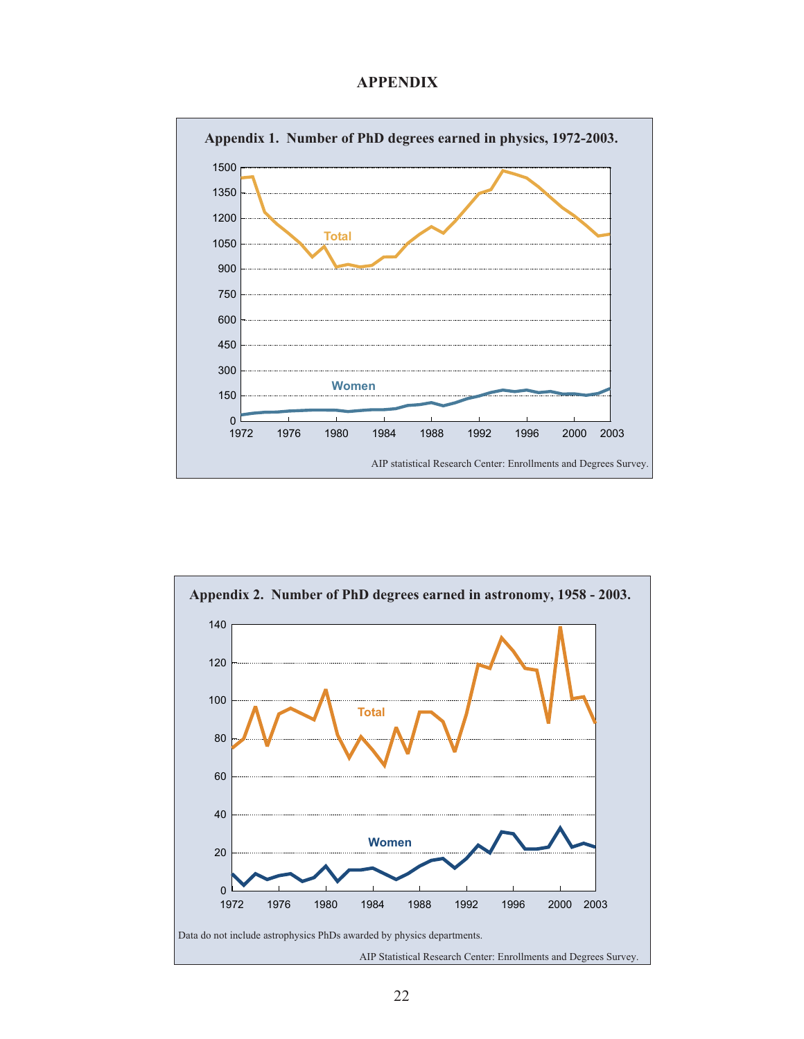# APPENDIX

**Appendix 1. Number of PhD degrees earned in physics, 1972-2003.**

AIP statistical Research Center: Enrollments and Degrees Survey.

**Appendix 2. Number of PhD degrees earned in astronomy, 1958 - 2003.**

Data do not include astrophysics PhDs awarded by physics departments.

AIP Statistical Research Center: Enrollments and Degrees Survey.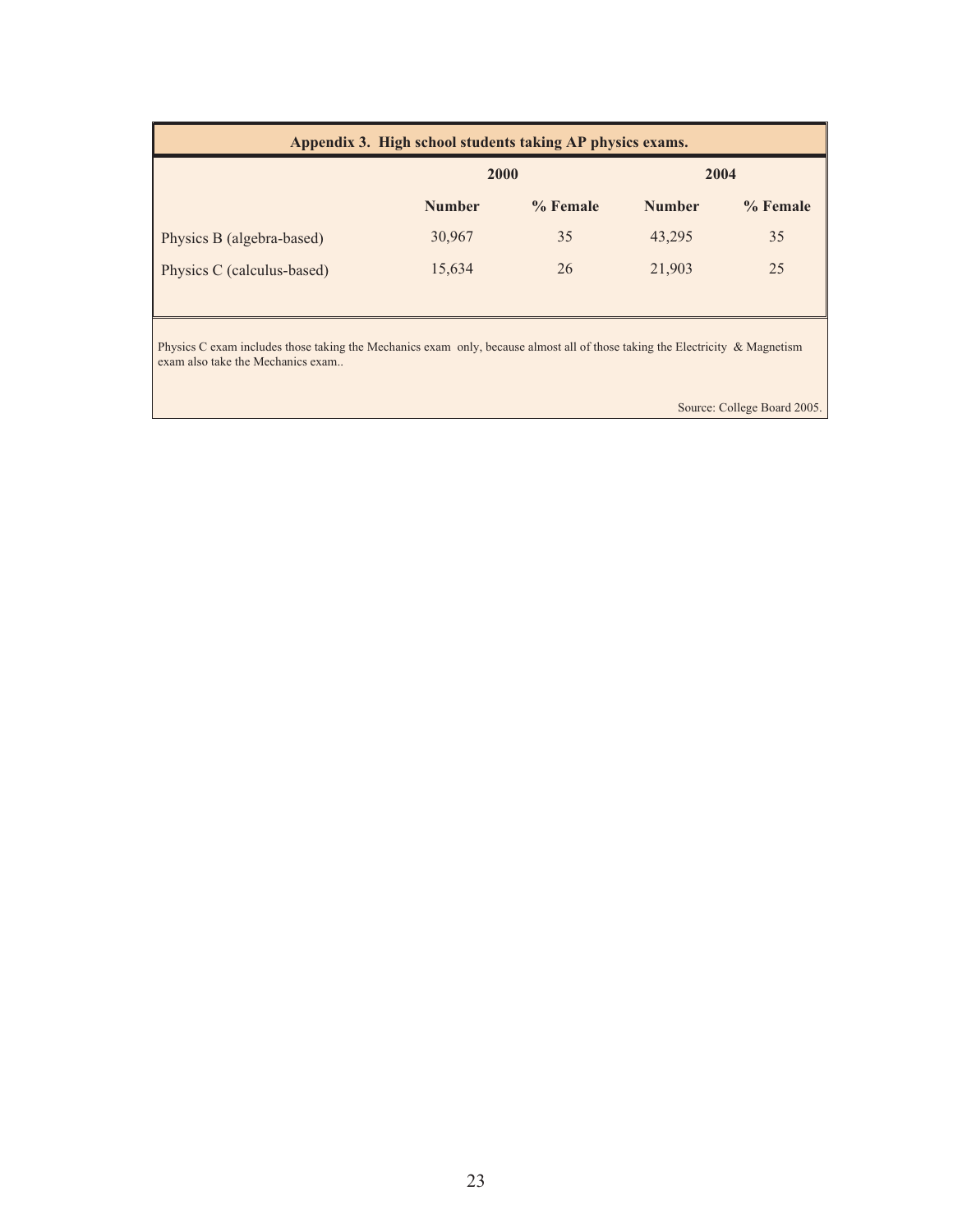**Appendix 3. High school students taking AP physics exams.**

| | 2000 | | 2004 | |
|---|---|---|---|---|
| | **Number** | **% Female** | **Number** | **% Female** |
| Physics B (algebra-based) | 30,967 | 35 | 43,295 | 35 |
| Physics C (calculus-based) | 15,634 | 26 | 21,903 | 25 |

Physics C exam includes those taking the Mechanics exam only, because almost all of those taking the Electricity & Magnetism exam also take the Mechanics exam..

Source: College Board 2005.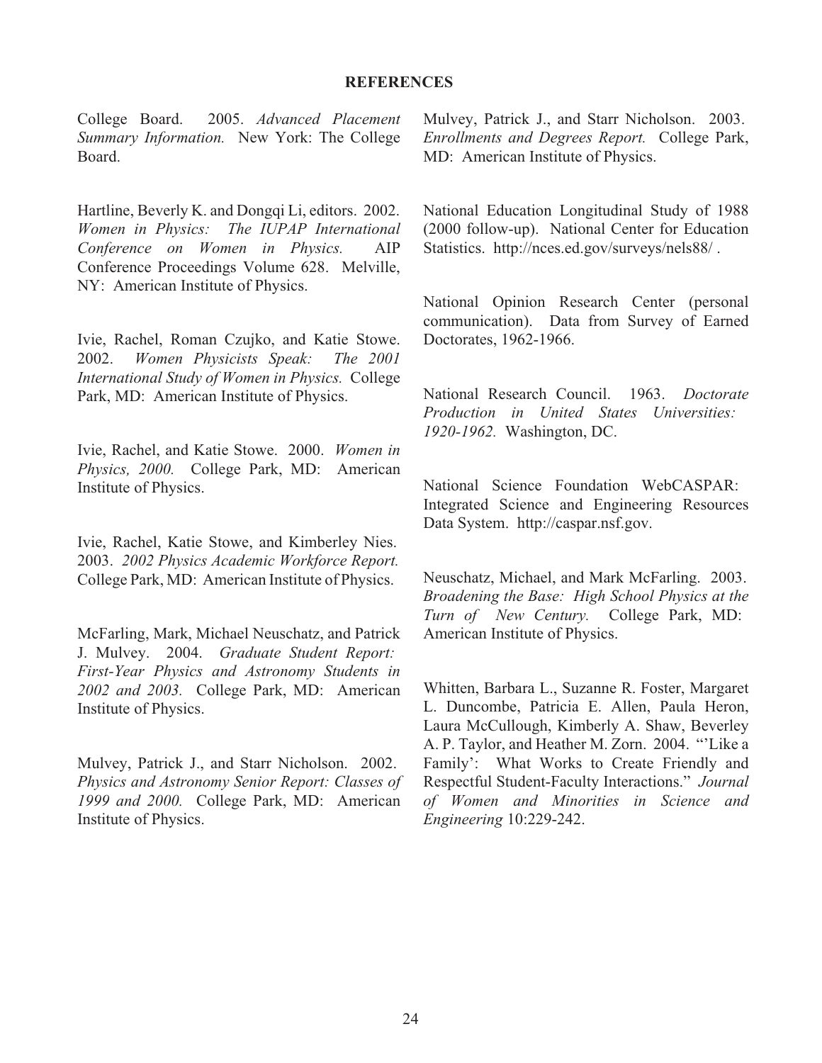**REFERENCES**

College Board. 2005. *Advanced Placement Summary Information.* New York: The College Board.

Hartline, Beverly K. and Dongqi Li, editors. 2002. *Women in Physics: The IUPAP International Conference on Women in Physics.* AIP Conference Proceedings Volume 628. Melville, NY: American Institute of Physics.

Ivie, Rachel, Roman Czujko, and Katie Stowe. 2002. *Women Physicists Speak: The 2001 International Study of Women in Physics.* College Park, MD: American Institute of Physics.

Ivie, Rachel, and Katie Stowe. 2000. *Women in Physics, 2000.* College Park, MD: American Institute of Physics.

Ivie, Rachel, Katie Stowe, and Kimberley Nies. 2003. *2002 Physics Academic Workforce Report.* College Park, MD: American Institute of Physics.

McFarling, Mark, Michael Neuschatz, and Patrick J. Mulvey. 2004. *Graduate Student Report: First-Year Physics and Astronomy Students in 2002 and 2003.* College Park, MD: American Institute of Physics.

Mulvey, Patrick J., and Starr Nicholson. 2002. *Physics and Astronomy Senior Report: Classes of 1999 and 2000.* College Park, MD: American Institute of Physics.

Mulvey, Patrick J., and Starr Nicholson. 2003. *Enrollments and Degrees Report.* College Park, MD: American Institute of Physics.

National Education Longitudinal Study of 1988 (2000 follow-up). National Center for Education Statistics. http://nces.ed.gov/surveys/nels88/ .

National Opinion Research Center (personal communication). Data from Survey of Earned Doctorates, 1962-1966.

National Research Council. 1963. *Doctorate Production in United States Universities: 1920-1962.* Washington, DC.

National Science Foundation WebCASPAR: Integrated Science and Engineering Resources Data System. http://caspar.nsf.gov.

Neuschatz, Michael, and Mark McFarling. 2003. *Broadening the Base: High School Physics at the Turn of New Century.* College Park, MD: American Institute of Physics.

Whitten, Barbara L., Suzanne R. Foster, Margaret L. Duncombe, Patricia E. Allen, Paula Heron, Laura McCullough, Kimberly A. Shaw, Beverley A. P. Taylor, and Heather M. Zorn. 2004. "'Like a Family': What Works to Create Friendly and Respectful Student-Faculty Interactions." *Journal of Women and Minorities in Science and Engineering* 10:229-242.